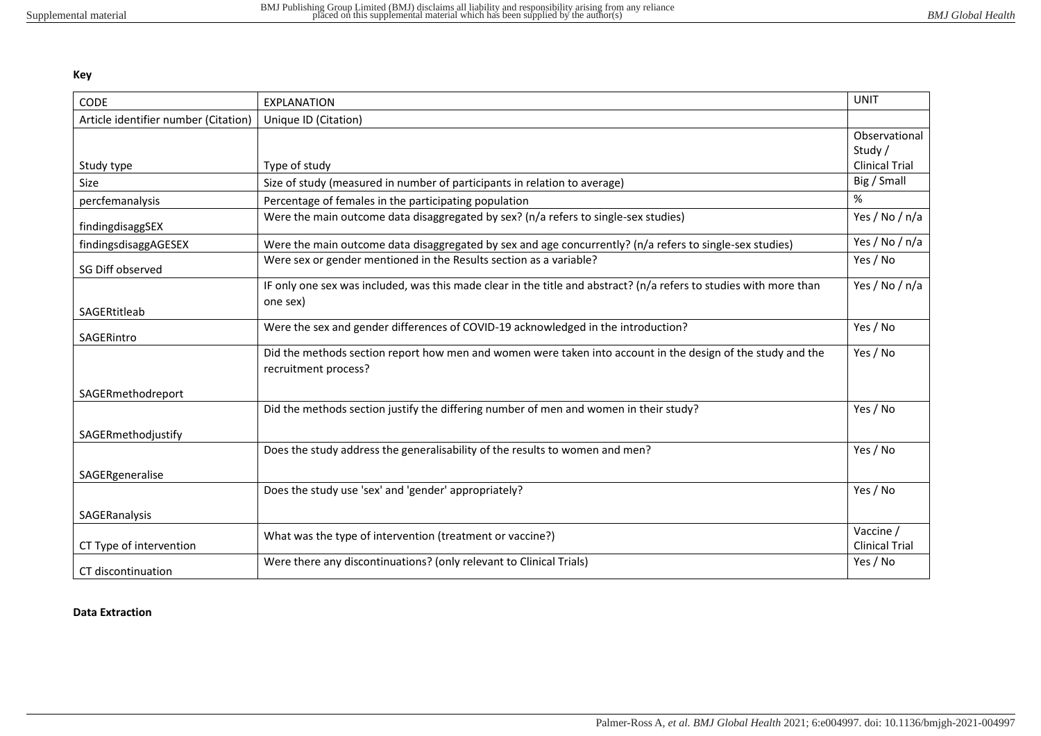**Key**

| CODE | EXPLANATION | UNIT |
|---|---|---|
| Article identifier number (Citation) | Unique ID (Citation) | |
| Study type | Type of study | Observational Study / Clinical Trial |
| Size | Size of study (measured in number of participants in relation to average) | Big / Small |
| percfemanalysis | Percentage of females in the participating population | % |
| findingdisaggSEX | Were the main outcome data disaggregated by sex? (n/a refers to single-sex studies) | Yes / No / n/a |
| findingsdisaggAGESEX | Were the main outcome data disaggregated by sex and age concurrently? (n/a refers to single-sex studies) | Yes / No / n/a |
| SG Diff observed | Were sex or gender mentioned in the Results section as a variable? | Yes / No |
| SAGERtitleab | IF only one sex was included, was this made clear in the title and abstract? (n/a refers to studies with more than one sex) | Yes / No / n/a |
| SAGERintro | Were the sex and gender differences of COVID-19 acknowledged in the introduction? | Yes / No |
| SAGERmethodreport | Did the methods section report how men and women were taken into account in the design of the study and the recruitment process? | Yes / No |
| SAGERmethodjustify | Did the methods section justify the differing number of men and women in their study? | Yes / No |
| SAGERgeneralise | Does the study address the generalisability of the results to women and men? | Yes / No |
| SAGERanalysis | Does the study use 'sex' and 'gender' appropriately? | Yes / No |
| CT Type of intervention | What was the type of intervention (treatment or vaccine?) | Vaccine / Clinical Trial |
| CT discontinuation | Were there any discontinuations? (only relevant to Clinical Trials) | Yes / No |

**Data Extraction**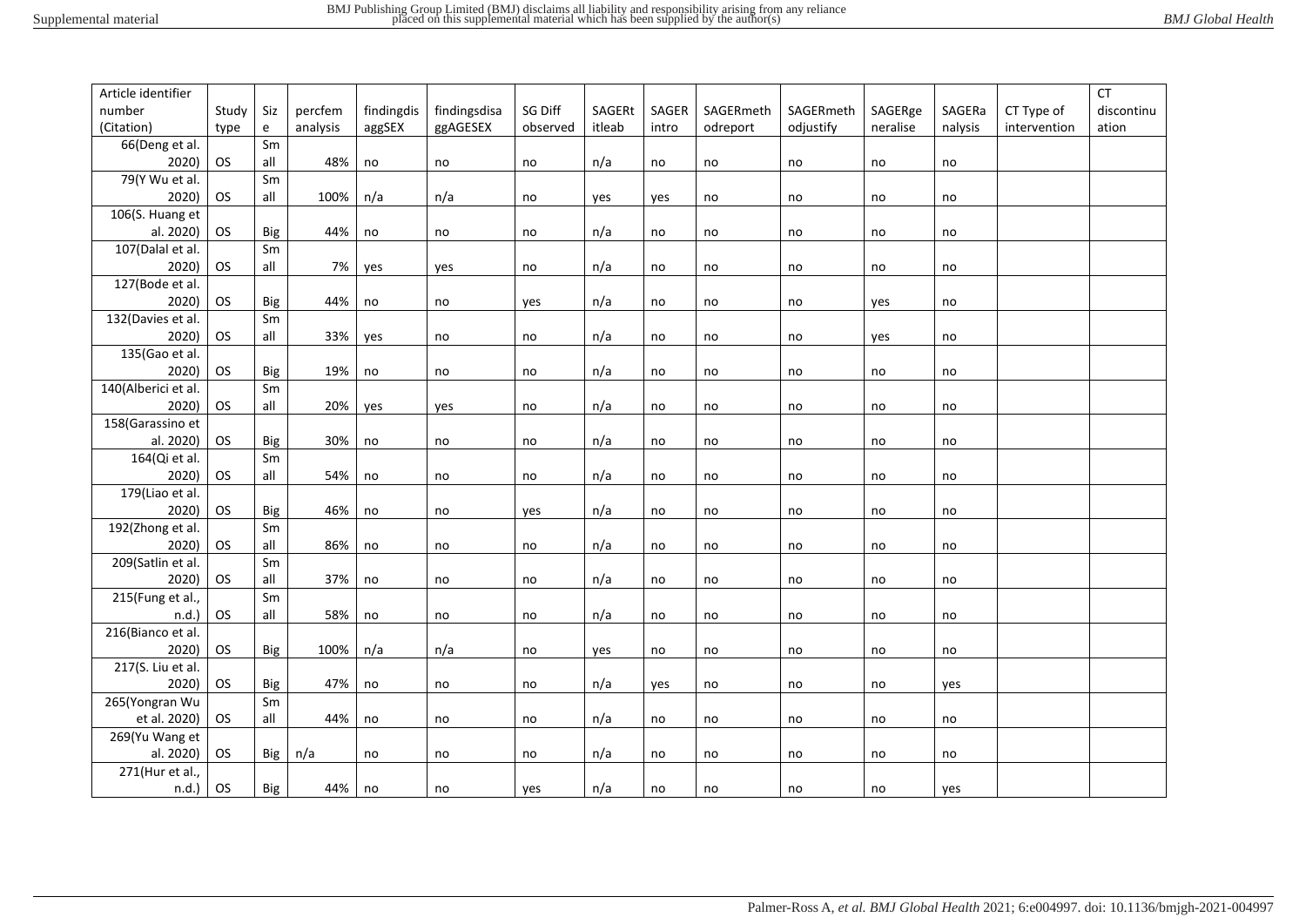| Article identifier number (Citation) | Study type | Size | percfem analysis | findingdisaggSEX | findingsdisaggAGESEX | SG Diff observed | SAGERtitleab | SAGERintro | SAGERmethodreport | SAGERmethodjustify | SAGERgeneralise | SAGERanalysis | CT Type of intervention | CT discontinuation |
|---|---|---|---|---|---|---|---|---|---|---|---|---|---|---|
| 66(Deng et al. 2020) | OS | Small | 48% | no | no | no | n/a | no | no | no | no | no | | |
| 79(Y Wu et al. 2020) | OS | Small | 100% | n/a | n/a | no | yes | yes | no | no | no | no | | |
| 106(S. Huang et al. 2020) | OS | Big | 44% | no | no | no | n/a | no | no | no | no | no | | |
| 107(Dalal et al. 2020) | OS | Small | 7% | yes | yes | no | n/a | no | no | no | no | no | | |
| 127(Bode et al. 2020) | OS | Big | 44% | no | no | yes | n/a | no | no | no | yes | no | | |
| 132(Davies et al. 2020) | OS | Small | 33% | yes | no | no | n/a | no | no | no | yes | no | | |
| 135(Gao et al. 2020) | OS | Big | 19% | no | no | no | n/a | no | no | no | no | no | | |
| 140(Alberici et al. 2020) | OS | Small | 20% | yes | yes | no | n/a | no | no | no | no | no | | |
| 158(Garassino et al. 2020) | OS | Big | 30% | no | no | no | n/a | no | no | no | no | no | | |
| 164(Qi et al. 2020) | OS | Small | 54% | no | no | no | n/a | no | no | no | no | no | | |
| 179(Liao et al. 2020) | OS | Big | 46% | no | no | yes | n/a | no | no | no | no | no | | |
| 192(Zhong et al. 2020) | OS | Small | 86% | no | no | no | n/a | no | no | no | no | no | | |
| 209(Satlin et al. 2020) | OS | Small | 37% | no | no | no | n/a | no | no | no | no | no | | |
| 215(Fung et al., n.d.) | OS | Small | 58% | no | no | no | n/a | no | no | no | no | no | | |
| 216(Bianco et al. 2020) | OS | Big | 100% | n/a | n/a | no | yes | no | no | no | no | no | | |
| 217(S. Liu et al. 2020) | OS | Big | 47% | no | no | no | n/a | yes | no | no | no | yes | | |
| 265(Yongran Wu et al. 2020) | OS | Small | 44% | no | no | no | n/a | no | no | no | no | no | | |
| 269(Yu Wang et al. 2020) | OS | Big | n/a | no | no | no | n/a | no | no | no | no | no | | |
| 271(Hur et al., n.d.) | OS | Big | 44% | no | no | yes | n/a | no | no | no | no | yes | | |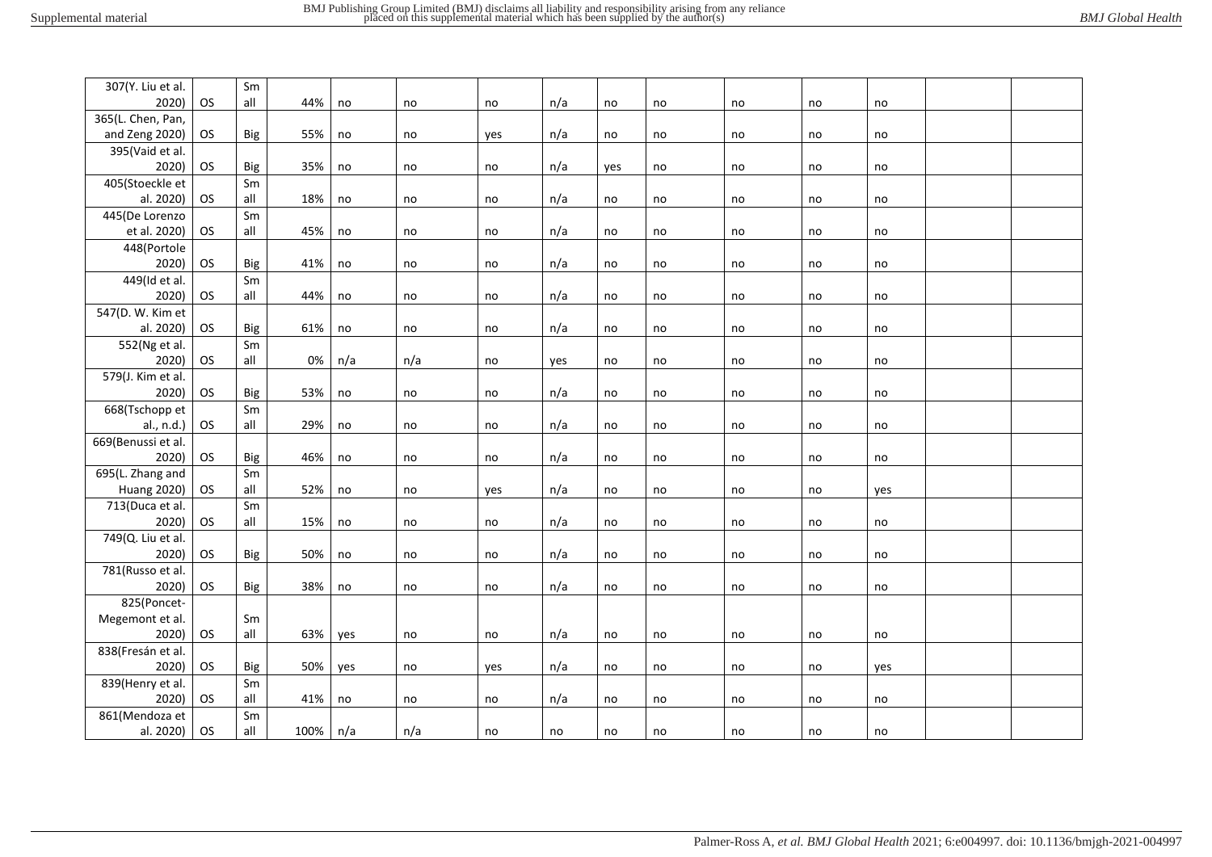| | | | | | | | | | | | | | | |
|---|---|---|---|---|---|---|---|---|---|---|---|---|---|---|
| 307(Y. Liu et al. 2020) | OS | Small | 44% | no | no | no | n/a | no | no | no | no | no | | |
| 365(L. Chen, Pan, and Zeng 2020) | OS | Big | 55% | no | no | yes | n/a | no | no | no | no | no | | |
| 395(Vaid et al. 2020) | OS | Big | 35% | no | no | no | n/a | yes | no | no | no | no | | |
| 405(Stoeckle et al. 2020) | OS | Small | 18% | no | no | no | n/a | no | no | no | no | no | | |
| 445(De Lorenzo et al. 2020) | OS | Small | 45% | no | no | no | n/a | no | no | no | no | no | | |
| 448(Portole 2020) | OS | Big | 41% | no | no | no | n/a | no | no | no | no | no | | |
| 449(Id et al. 2020) | OS | Small | 44% | no | no | no | n/a | no | no | no | no | no | | |
| 547(D. W. Kim et al. 2020) | OS | Big | 61% | no | no | no | n/a | no | no | no | no | no | | |
| 552(Ng et al. 2020) | OS | Small | 0% | n/a | n/a | no | yes | no | no | no | no | no | | |
| 579(J. Kim et al. 2020) | OS | Big | 53% | no | no | no | n/a | no | no | no | no | no | | |
| 668(Tschopp et al., n.d.) | OS | Small | 29% | no | no | no | n/a | no | no | no | no | no | | |
| 669(Benussi et al. 2020) | OS | Big | 46% | no | no | no | n/a | no | no | no | no | no | | |
| 695(L. Zhang and Huang 2020) | OS | Small | 52% | no | no | yes | n/a | no | no | no | no | yes | | |
| 713(Duca et al. 2020) | OS | Small | 15% | no | no | no | n/a | no | no | no | no | no | | |
| 749(Q. Liu et al. 2020) | OS | Big | 50% | no | no | no | n/a | no | no | no | no | no | | |
| 781(Russo et al. 2020) | OS | Big | 38% | no | no | no | n/a | no | no | no | no | no | | |
| 825(Poncet-Megemont et al. 2020) | OS | Small | 63% | yes | no | no | n/a | no | no | no | no | no | | |
| 838(Fresán et al. 2020) | OS | Big | 50% | yes | no | yes | n/a | no | no | no | no | yes | | |
| 839(Henry et al. 2020) | OS | Small | 41% | no | no | no | n/a | no | no | no | no | no | | |
| 861(Mendoza et al. 2020) | OS | Small | 100% | n/a | n/a | no | no | no | no | no | no | no | | |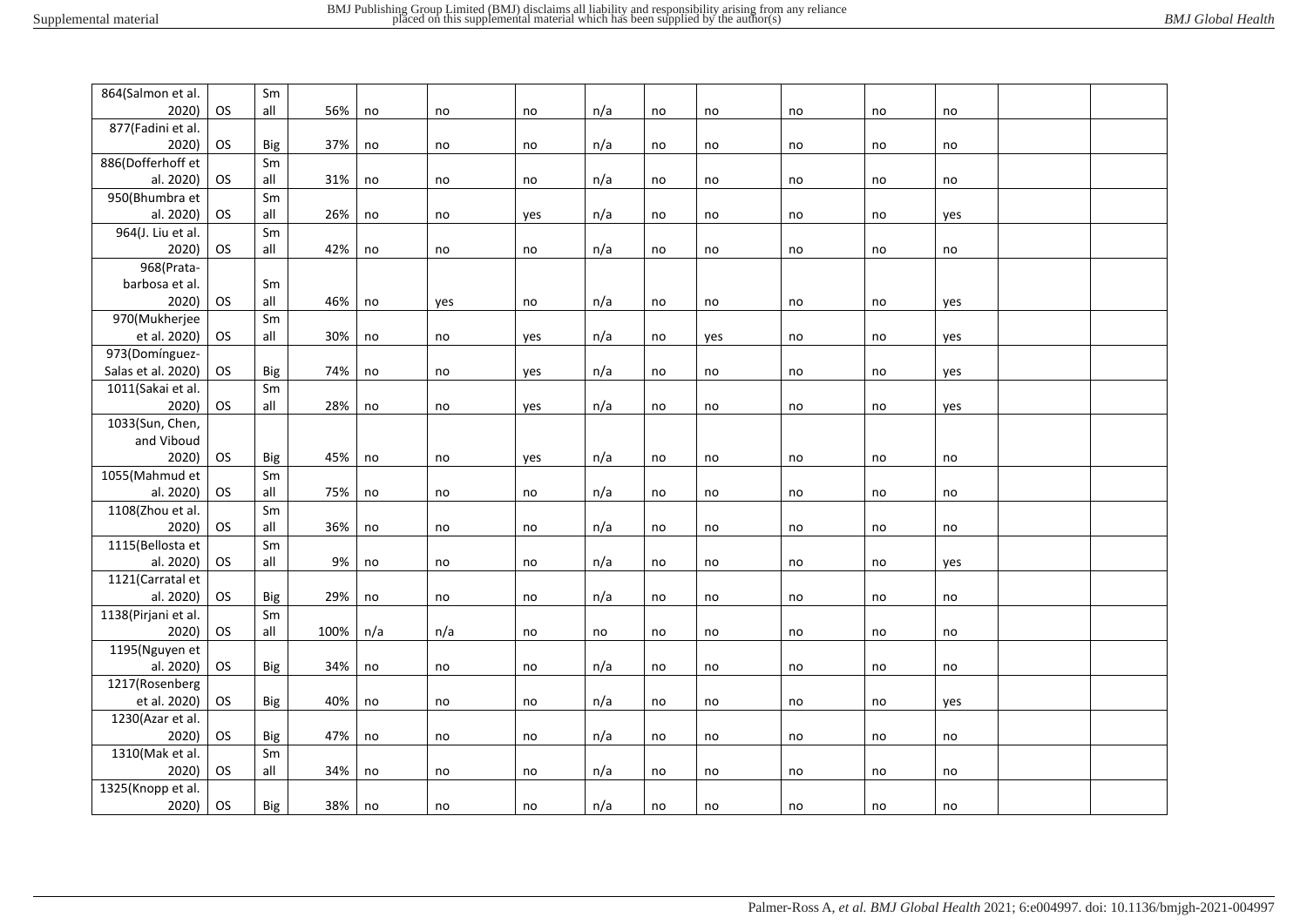| | | | | | | | | | | | | | | |
|---|---|---|---|---|---|---|---|---|---|---|---|---|---|---|
| 864(Salmon et al. 2020) | OS | Small | 56% | no | no | no | n/a | no | no | no | no | no | | |
| 877(Fadini et al. 2020) | OS | Big | 37% | no | no | no | n/a | no | no | no | no | no | | |
| 886(Dofferhoff et al. 2020) | OS | Small | 31% | no | no | no | n/a | no | no | no | no | no | | |
| 950(Bhumbra et al. 2020) | OS | Small | 26% | no | no | yes | n/a | no | no | no | no | yes | | |
| 964(J. Liu et al. 2020) | OS | Small | 42% | no | no | no | n/a | no | no | no | no | no | | |
| 968(Prata-barbosa et al. 2020) | OS | Small | 46% | no | yes | no | n/a | no | no | no | no | yes | | |
| 970(Mukherjee et al. 2020) | OS | Small | 30% | no | no | yes | n/a | no | yes | no | no | yes | | |
| 973(Domínguez-Salas et al. 2020) | OS | Big | 74% | no | no | yes | n/a | no | no | no | no | yes | | |
| 1011(Sakai et al. 2020) | OS | Small | 28% | no | no | yes | n/a | no | no | no | no | yes | | |
| 1033(Sun, Chen, and Viboud 2020) | OS | Big | 45% | no | no | yes | n/a | no | no | no | no | no | | |
| 1055(Mahmud et al. 2020) | OS | Small | 75% | no | no | no | n/a | no | no | no | no | no | | |
| 1108(Zhou et al. 2020) | OS | Small | 36% | no | no | no | n/a | no | no | no | no | no | | |
| 1115(Bellosta et al. 2020) | OS | Small | 9% | no | no | no | n/a | no | no | no | no | yes | | |
| 1121(Carratal et al. 2020) | OS | Big | 29% | no | no | no | n/a | no | no | no | no | no | | |
| 1138(Pirjani et al. 2020) | OS | Small | 100% | n/a | n/a | no | no | no | no | no | no | no | | |
| 1195(Nguyen et al. 2020) | OS | Big | 34% | no | no | no | n/a | no | no | no | no | no | | |
| 1217(Rosenberg et al. 2020) | OS | Big | 40% | no | no | no | n/a | no | no | no | no | yes | | |
| 1230(Azar et al. 2020) | OS | Big | 47% | no | no | no | n/a | no | no | no | no | no | | |
| 1310(Mak et al. 2020) | OS | Small | 34% | no | no | no | n/a | no | no | no | no | no | | |
| 1325(Knopp et al. 2020) | OS | Big | 38% | no | no | no | n/a | no | no | no | no | no | | |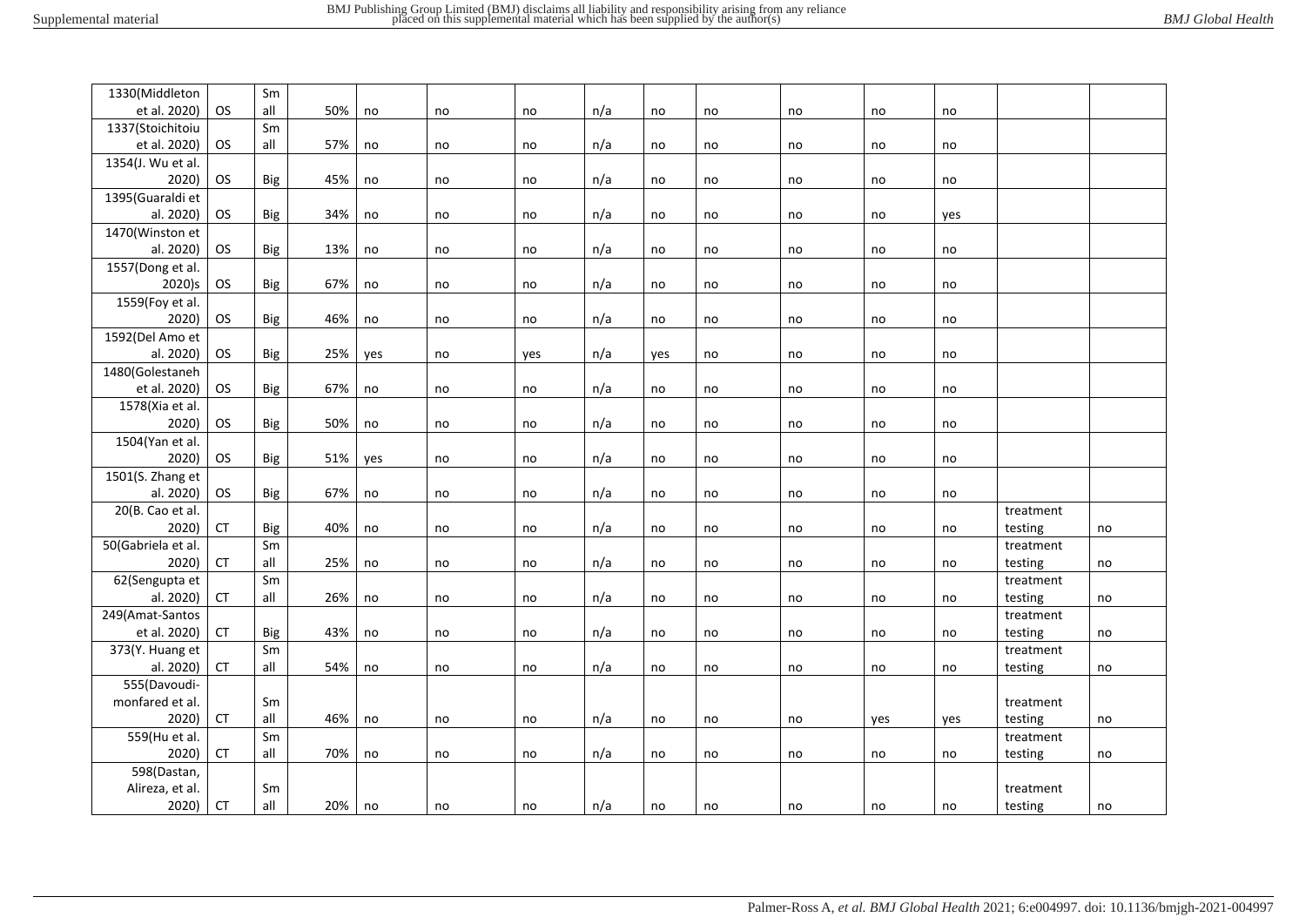| | | | | | | | | | | | | | | |
|---|---|---|---|---|---|---|---|---|---|---|---|---|---|---|
| 1330(Middleton et al. 2020) | OS | Small | 50% | no | no | no | n/a | no | no | no | no | no | | |
| 1337(Stoichitoiu et al. 2020) | OS | Small | 57% | no | no | no | n/a | no | no | no | no | no | | |
| 1354(J. Wu et al. 2020) | OS | Big | 45% | no | no | no | n/a | no | no | no | no | no | | |
| 1395(Guaraldi et al. 2020) | OS | Big | 34% | no | no | no | n/a | no | no | no | no | yes | | |
| 1470(Winston et al. 2020) | OS | Big | 13% | no | no | no | n/a | no | no | no | no | no | | |
| 1557(Dong et al. 2020)s | OS | Big | 67% | no | no | no | n/a | no | no | no | no | no | | |
| 1559(Foy et al. 2020) | OS | Big | 46% | no | no | no | n/a | no | no | no | no | no | | |
| 1592(Del Amo et al. 2020) | OS | Big | 25% | yes | no | yes | n/a | yes | no | no | no | no | | |
| 1480(Golestaneh et al. 2020) | OS | Big | 67% | no | no | no | n/a | no | no | no | no | no | | |
| 1578(Xia et al. 2020) | OS | Big | 50% | no | no | no | n/a | no | no | no | no | no | | |
| 1504(Yan et al. 2020) | OS | Big | 51% | yes | no | no | n/a | no | no | no | no | no | | |
| 1501(S. Zhang et al. 2020) | OS | Big | 67% | no | no | no | n/a | no | no | no | no | no | | |
| 20(B. Cao et al. 2020) | CT | Big | 40% | no | no | no | n/a | no | no | no | no | no | treatment testing | no |
| 50(Gabriela et al. 2020) | CT | Small | 25% | no | no | no | n/a | no | no | no | no | no | treatment testing | no |
| 62(Sengupta et al. 2020) | CT | Small | 26% | no | no | no | n/a | no | no | no | no | no | treatment testing | no |
| 249(Amat-Santos et al. 2020) | CT | Big | 43% | no | no | no | n/a | no | no | no | no | no | treatment testing | no |
| 373(Y. Huang et al. 2020) | CT | Small | 54% | no | no | no | n/a | no | no | no | no | no | treatment testing | no |
| 555(Davoudi-monfared et al. 2020) | CT | Small | 46% | no | no | no | n/a | no | no | no | yes | yes | treatment testing | no |
| 559(Hu et al. 2020) | CT | Small | 70% | no | no | no | n/a | no | no | no | no | no | treatment testing | no |
| 598(Dastan, Alireza, et al. 2020) | CT | Small | 20% | no | no | no | n/a | no | no | no | no | no | treatment testing | no |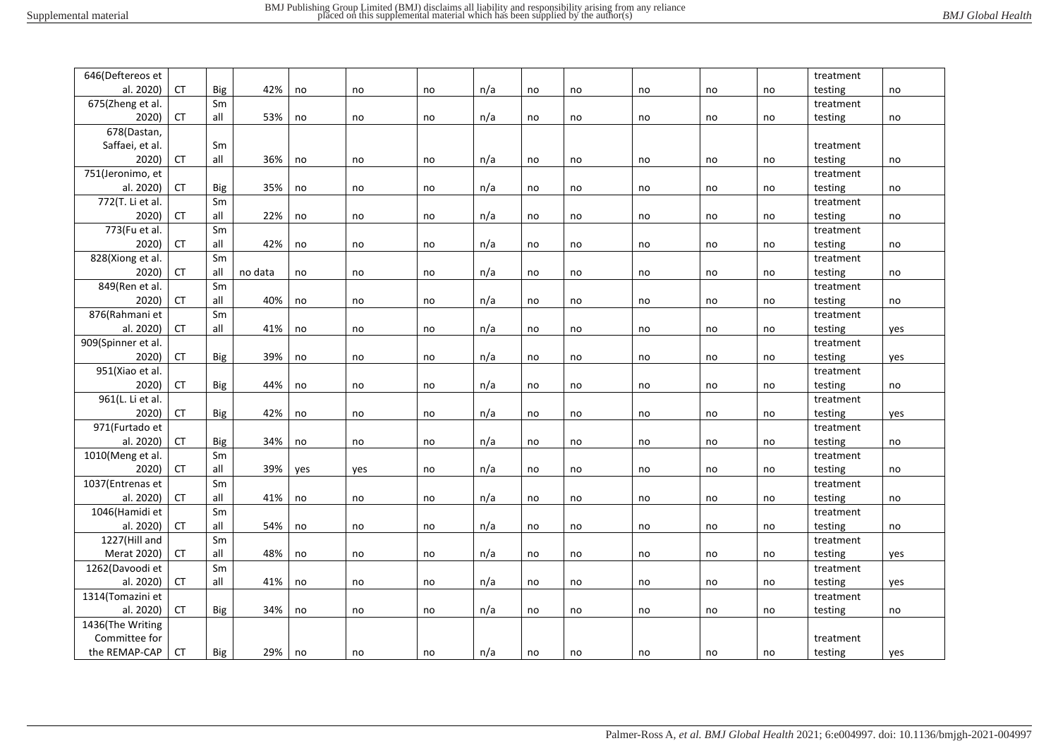| 646(Deftereos et al. 2020) | CT | Big | 42% | no | no | no | n/a | no | no | no | no | no | treatment testing | no |
|---|---|---|---|---|---|---|---|---|---|---|---|---|---|---|
| 675(Zheng et al. 2020) | CT | Small | 53% | no | no | no | n/a | no | no | no | no | no | treatment testing | no |
| 678(Dastan, Saffaei, et al. 2020) | CT | Small | 36% | no | no | no | n/a | no | no | no | no | no | treatment testing | no |
| 751(Jeronimo, et al. 2020) | CT | Big | 35% | no | no | no | n/a | no | no | no | no | no | treatment testing | no |
| 772(T. Li et al. 2020) | CT | Small | 22% | no | no | no | n/a | no | no | no | no | no | treatment testing | no |
| 773(Fu et al. 2020) | CT | Small | 42% | no | no | no | n/a | no | no | no | no | no | treatment testing | no |
| 828(Xiong et al. 2020) | CT | Small | no data | no | no | no | n/a | no | no | no | no | no | treatment testing | no |
| 849(Ren et al. 2020) | CT | Small | 40% | no | no | no | n/a | no | no | no | no | no | treatment testing | no |
| 876(Rahmani et al. 2020) | CT | Small | 41% | no | no | no | n/a | no | no | no | no | no | treatment testing | yes |
| 909(Spinner et al. 2020) | CT | Big | 39% | no | no | no | n/a | no | no | no | no | no | treatment testing | yes |
| 951(Xiao et al. 2020) | CT | Big | 44% | no | no | no | n/a | no | no | no | no | no | treatment testing | no |
| 961(L. Li et al. 2020) | CT | Big | 42% | no | no | no | n/a | no | no | no | no | no | treatment testing | yes |
| 971(Furtado et al. 2020) | CT | Big | 34% | no | no | no | n/a | no | no | no | no | no | treatment testing | no |
| 1010(Meng et al. 2020) | CT | Small | 39% | yes | yes | no | n/a | no | no | no | no | no | treatment testing | no |
| 1037(Entrenas et al. 2020) | CT | Small | 41% | no | no | no | n/a | no | no | no | no | no | treatment testing | no |
| 1046(Hamidi et al. 2020) | CT | Small | 54% | no | no | no | n/a | no | no | no | no | no | treatment testing | no |
| 1227(Hill and Merat 2020) | CT | Small | 48% | no | no | no | n/a | no | no | no | no | no | treatment testing | yes |
| 1262(Davoodi et al. 2020) | CT | Small | 41% | no | no | no | n/a | no | no | no | no | no | treatment testing | yes |
| 1314(Tomazini et al. 2020) | CT | Big | 34% | no | no | no | n/a | no | no | no | no | no | treatment testing | no |
| 1436(The Writing Committee for the REMAP-CAP | CT | Big | 29% | no | no | no | n/a | no | no | no | no | no | treatment testing | yes |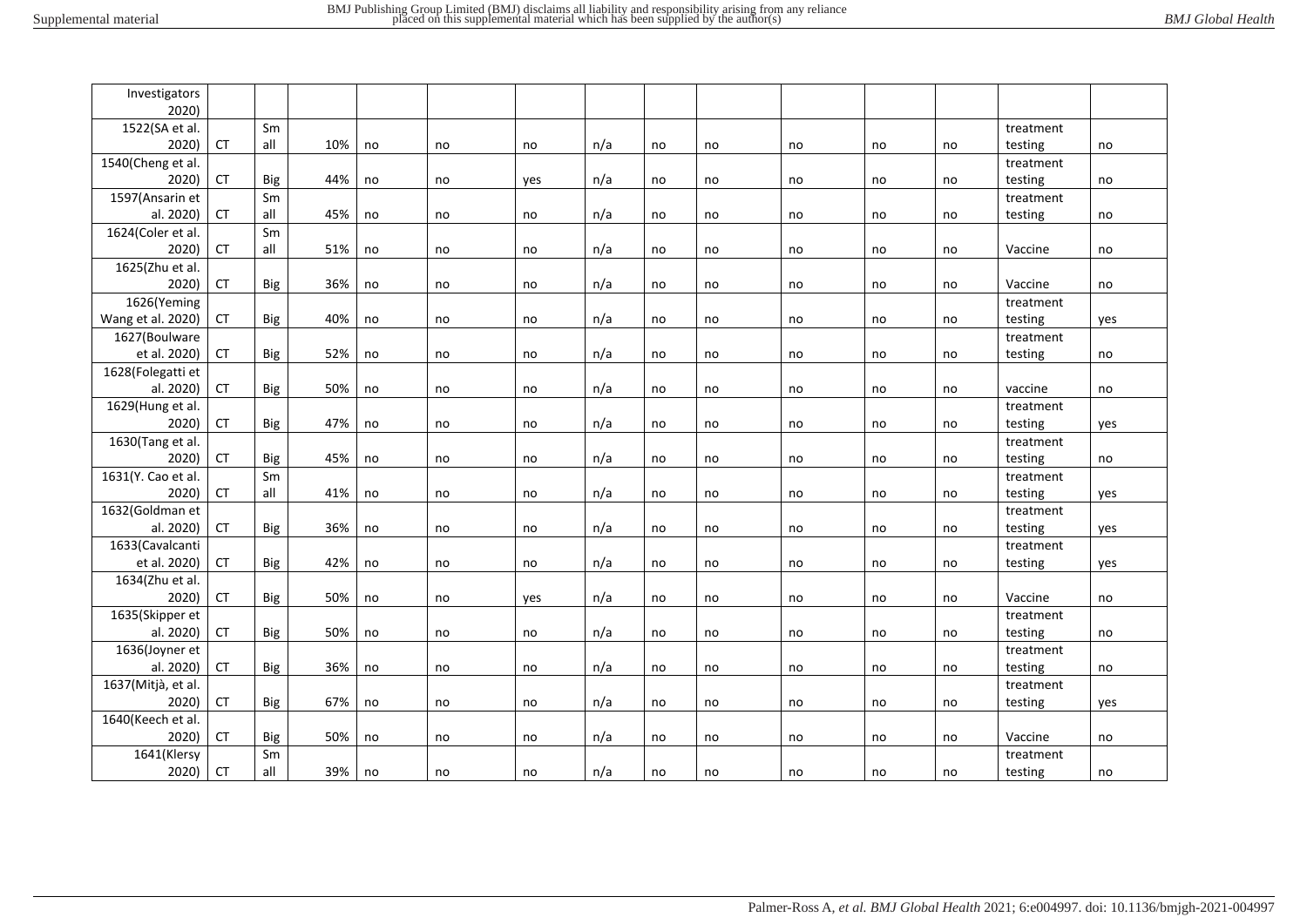| | | | | | | | | | | | | | | |
|---|---|---|---|---|---|---|---|---|---|---|---|---|---|---|
| Investigators 2020) | | | | | | | | | | | | | | |
| 1522(SA et al. 2020) | CT | Small | 10% | no | no | no | n/a | no | no | no | no | no | treatment testing | no |
| 1540(Cheng et al. 2020) | CT | Big | 44% | no | no | yes | n/a | no | no | no | no | no | treatment testing | no |
| 1597(Ansarin et al. 2020) | CT | Small | 45% | no | no | no | n/a | no | no | no | no | no | treatment testing | no |
| 1624(Coler et al. 2020) | CT | Small | 51% | no | no | no | n/a | no | no | no | no | no | Vaccine | no |
| 1625(Zhu et al. 2020) | CT | Big | 36% | no | no | no | n/a | no | no | no | no | no | Vaccine | no |
| 1626(Yeming Wang et al. 2020) | CT | Big | 40% | no | no | no | n/a | no | no | no | no | no | treatment testing | yes |
| 1627(Boulware et al. 2020) | CT | Big | 52% | no | no | no | n/a | no | no | no | no | no | treatment testing | no |
| 1628(Folegatti et al. 2020) | CT | Big | 50% | no | no | no | n/a | no | no | no | no | no | vaccine | no |
| 1629(Hung et al. 2020) | CT | Big | 47% | no | no | no | n/a | no | no | no | no | no | treatment testing | yes |
| 1630(Tang et al. 2020) | CT | Big | 45% | no | no | no | n/a | no | no | no | no | no | treatment testing | no |
| 1631(Y. Cao et al. 2020) | CT | Small | 41% | no | no | no | n/a | no | no | no | no | no | treatment testing | yes |
| 1632(Goldman et al. 2020) | CT | Big | 36% | no | no | no | n/a | no | no | no | no | no | treatment testing | yes |
| 1633(Cavalcanti et al. 2020) | CT | Big | 42% | no | no | no | n/a | no | no | no | no | no | treatment testing | yes |
| 1634(Zhu et al. 2020) | CT | Big | 50% | no | no | yes | n/a | no | no | no | no | no | Vaccine | no |
| 1635(Skipper et al. 2020) | CT | Big | 50% | no | no | no | n/a | no | no | no | no | no | treatment testing | no |
| 1636(Joyner et al. 2020) | CT | Big | 36% | no | no | no | n/a | no | no | no | no | no | treatment testing | no |
| 1637(Mitjà, et al. 2020) | CT | Big | 67% | no | no | no | n/a | no | no | no | no | no | treatment testing | yes |
| 1640(Keech et al. 2020) | CT | Big | 50% | no | no | no | n/a | no | no | no | no | no | Vaccine | no |
| 1641(Klersy 2020) | CT | Small | 39% | no | no | no | n/a | no | no | no | no | no | treatment testing | no |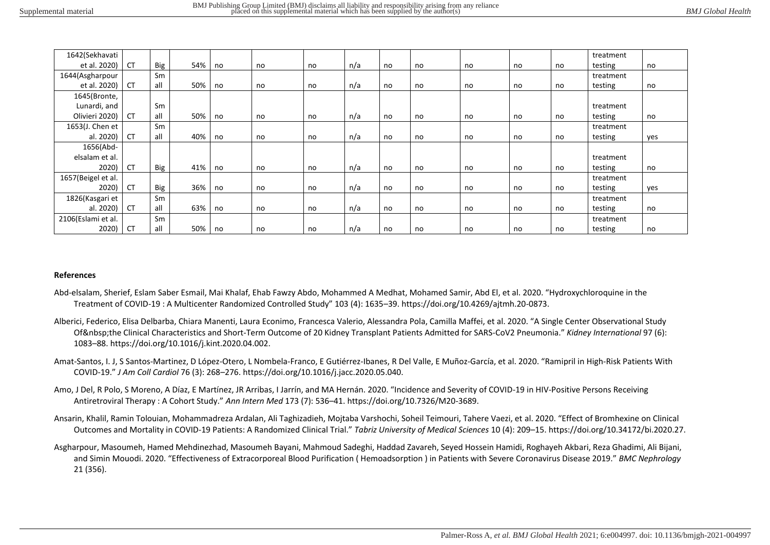| | | | | | | | | | | | | | | |
|---|---|---|---|---|---|---|---|---|---|---|---|---|---|---|
| 1642(Sekhavati et al. 2020) | CT | Big | 54% | no | no | no | n/a | no | no | no | no | no | treatment testing | no |
| 1644(Asgharpour et al. 2020) | CT | Small | 50% | no | no | no | n/a | no | no | no | no | no | treatment testing | no |
| 1645(Bronte, Lunardi, and Olivieri 2020) | CT | Small | 50% | no | no | no | n/a | no | no | no | no | no | treatment testing | no |
| 1653(J. Chen et al. 2020) | CT | Small | 40% | no | no | no | n/a | no | no | no | no | no | treatment testing | yes |
| 1656(Abd-elsalam et al. 2020) | CT | Big | 41% | no | no | no | n/a | no | no | no | no | no | treatment testing | no |
| 1657(Beigel et al. 2020) | CT | Big | 36% | no | no | no | n/a | no | no | no | no | no | treatment testing | yes |
| 1826(Kasgari et al. 2020) | CT | Small | 63% | no | no | no | n/a | no | no | no | no | no | treatment testing | no |
| 2106(Eslami et al. 2020) | CT | Small | 50% | no | no | no | n/a | no | no | no | no | no | treatment testing | no |

**References**

Abd-elsalam, Sherief, Eslam Saber Esmail, Mai Khalaf, Ehab Fawzy Abdo, Mohammed A Medhat, Mohamed Samir, Abd El, et al. 2020. "Hydroxychloroquine in the Treatment of COVID-19 : A Multicenter Randomized Controlled Study" 103 (4): 1635–39. https://doi.org/10.4269/ajtmh.20-0873.

Alberici, Federico, Elisa Delbarba, Chiara Manenti, Laura Econimo, Francesca Valerio, Alessandra Pola, Camilla Maffei, et al. 2020. "A Single Center Observational Study Of&nbsp;the Clinical Characteristics and Short-Term Outcome of 20 Kidney Transplant Patients Admitted for SARS-CoV2 Pneumonia." *Kidney International* 97 (6): 1083–88. https://doi.org/10.1016/j.kint.2020.04.002.

Amat-Santos, I. J, S Santos-Martinez, D López-Otero, L Nombela-Franco, E Gutiérrez-Ibanes, R Del Valle, E Muñoz-García, et al. 2020. "Ramipril in High-Risk Patients With COVID-19." *J Am Coll Cardiol* 76 (3): 268–276. https://doi.org/10.1016/j.jacc.2020.05.040.

Amo, J Del, R Polo, S Moreno, A Díaz, E Martínez, JR Arribas, I Jarrín, and MA Hernán. 2020. "Incidence and Severity of COVID-19 in HIV-Positive Persons Receiving Antiretroviral Therapy : A Cohort Study." *Ann Intern Med* 173 (7): 536–41. https://doi.org/10.7326/M20-3689.

Ansarin, Khalil, Ramin Tolouian, Mohammadreza Ardalan, Ali Taghizadieh, Mojtaba Varshochi, Soheil Teimouri, Tahere Vaezi, et al. 2020. "Effect of Bromhexine on Clinical Outcomes and Mortality in COVID-19 Patients: A Randomized Clinical Trial." *Tabriz University of Medical Sciences* 10 (4): 209–15. https://doi.org/10.34172/bi.2020.27.

Asgharpour, Masoumeh, Hamed Mehdinezhad, Masoumeh Bayani, Mahmoud Sadeghi, Haddad Zavareh, Seyed Hossein Hamidi, Roghayeh Akbari, Reza Ghadimi, Ali Bijani, and Simin Mouodi. 2020. "Effectiveness of Extracorporeal Blood Purification ( Hemoadsorption ) in Patients with Severe Coronavirus Disease 2019." *BMC Nephrology* 21 (356).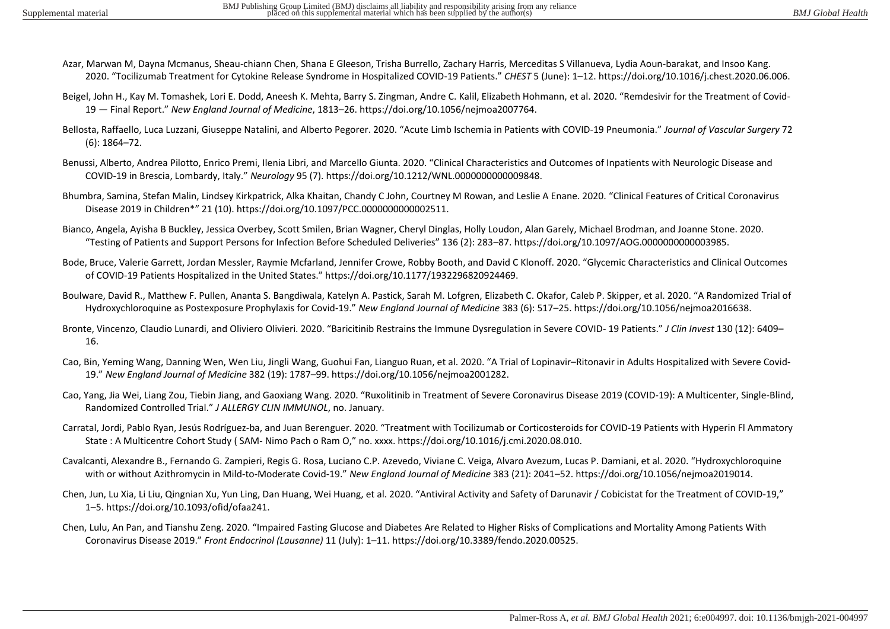Azar, Marwan M, Dayna Mcmanus, Sheau-chiann Chen, Shana E Gleeson, Trisha Burrello, Zachary Harris, Merceditas S Villanueva, Lydia Aoun-barakat, and Insoo Kang. 2020. "Tocilizumab Treatment for Cytokine Release Syndrome in Hospitalized COVID-19 Patients." *CHEST* 5 (June): 1–12. https://doi.org/10.1016/j.chest.2020.06.006.

Beigel, John H., Kay M. Tomashek, Lori E. Dodd, Aneesh K. Mehta, Barry S. Zingman, Andre C. Kalil, Elizabeth Hohmann, et al. 2020. "Remdesivir for the Treatment of Covid-19 — Final Report." *New England Journal of Medicine*, 1813–26. https://doi.org/10.1056/nejmoa2007764.

Bellosta, Raffaello, Luca Luzzani, Giuseppe Natalini, and Alberto Pegorer. 2020. "Acute Limb Ischemia in Patients with COVID-19 Pneumonia." *Journal of Vascular Surgery* 72 (6): 1864–72.

Benussi, Alberto, Andrea Pilotto, Enrico Premi, Ilenia Libri, and Marcello Giunta. 2020. "Clinical Characteristics and Outcomes of Inpatients with Neurologic Disease and COVID-19 in Brescia, Lombardy, Italy." *Neurology* 95 (7). https://doi.org/10.1212/WNL.0000000000009848.

Bhumbra, Samina, Stefan Malin, Lindsey Kirkpatrick, Alka Khaitan, Chandy C John, Courtney M Rowan, and Leslie A Enane. 2020. "Clinical Features of Critical Coronavirus Disease 2019 in Children*" 21 (10). https://doi.org/10.1097/PCC.0000000000002511.

Bianco, Angela, Ayisha B Buckley, Jessica Overbey, Scott Smilen, Brian Wagner, Cheryl Dinglas, Holly Loudon, Alan Garely, Michael Brodman, and Joanne Stone. 2020. "Testing of Patients and Support Persons for Infection Before Scheduled Deliveries" 136 (2): 283–87. https://doi.org/10.1097/AOG.0000000000003985.

Bode, Bruce, Valerie Garrett, Jordan Messler, Raymie Mcfarland, Jennifer Crowe, Robby Booth, and David C Klonoff. 2020. "Glycemic Characteristics and Clinical Outcomes of COVID-19 Patients Hospitalized in the United States." https://doi.org/10.1177/1932296820924469.

Boulware, David R., Matthew F. Pullen, Ananta S. Bangdiwala, Katelyn A. Pastick, Sarah M. Lofgren, Elizabeth C. Okafor, Caleb P. Skipper, et al. 2020. "A Randomized Trial of Hydroxychloroquine as Postexposure Prophylaxis for Covid-19." *New England Journal of Medicine* 383 (6): 517–25. https://doi.org/10.1056/nejmoa2016638.

Bronte, Vincenzo, Claudio Lunardi, and Oliviero Olivieri. 2020. "Baricitinib Restrains the Immune Dysregulation in Severe COVID- 19 Patients." *J Clin Invest* 130 (12): 6409–16.

Cao, Bin, Yeming Wang, Danning Wen, Wen Liu, Jingli Wang, Guohui Fan, Lianguo Ruan, et al. 2020. "A Trial of Lopinavir–Ritonavir in Adults Hospitalized with Severe Covid-19." *New England Journal of Medicine* 382 (19): 1787–99. https://doi.org/10.1056/nejmoa2001282.

Cao, Yang, Jia Wei, Liang Zou, Tiebin Jiang, and Gaoxiang Wang. 2020. "Ruxolitinib in Treatment of Severe Coronavirus Disease 2019 (COVID-19): A Multicenter, Single-Blind, Randomized Controlled Trial." *J ALLERGY CLIN IMMUNOL*, no. January.

Carratal, Jordi, Pablo Ryan, Jesús Rodríguez-ba, and Juan Berenguer. 2020. "Treatment with Tocilizumab or Corticosteroids for COVID-19 Patients with Hyperin Fl Ammatory State : A Multicentre Cohort Study ( SAM- Nimo Pach o Ram O," no. xxxx. https://doi.org/10.1016/j.cmi.2020.08.010.

Cavalcanti, Alexandre B., Fernando G. Zampieri, Regis G. Rosa, Luciano C.P. Azevedo, Viviane C. Veiga, Alvaro Avezum, Lucas P. Damiani, et al. 2020. "Hydroxychloroquine with or without Azithromycin in Mild-to-Moderate Covid-19." *New England Journal of Medicine* 383 (21): 2041–52. https://doi.org/10.1056/nejmoa2019014.

Chen, Jun, Lu Xia, Li Liu, Qingnian Xu, Yun Ling, Dan Huang, Wei Huang, et al. 2020. "Antiviral Activity and Safety of Darunavir / Cobicistat for the Treatment of COVID-19," 1–5. https://doi.org/10.1093/ofid/ofaa241.

Chen, Lulu, An Pan, and Tianshu Zeng. 2020. "Impaired Fasting Glucose and Diabetes Are Related to Higher Risks of Complications and Mortality Among Patients With Coronavirus Disease 2019." *Front Endocrinol (Lausanne)* 11 (July): 1–11. https://doi.org/10.3389/fendo.2020.00525.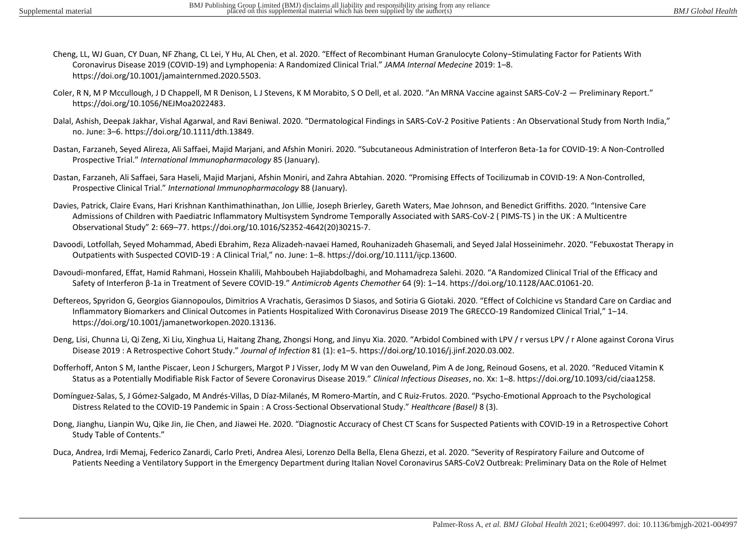Cheng, LL, WJ Guan, CY Duan, NF Zhang, CL Lei, Y Hu, AL Chen, et al. 2020. "Effect of Recombinant Human Granulocyte Colony–Stimulating Factor for Patients With Coronavirus Disease 2019 (COVID-19) and Lymphopenia: A Randomized Clinical Trial." *JAMA Internal Medecine* 2019: 1–8. https://doi.org/10.1001/jamainternmed.2020.5503.

Coler, R N, M P Mccullough, J D Chappell, M R Denison, L J Stevens, K M Morabito, S O Dell, et al. 2020. "An MRNA Vaccine against SARS-CoV-2 — Preliminary Report." https://doi.org/10.1056/NEJMoa2022483.

Dalal, Ashish, Deepak Jakhar, Vishal Agarwal, and Ravi Beniwal. 2020. "Dermatological Findings in SARS-CoV-2 Positive Patients : An Observational Study from North India," no. June: 3–6. https://doi.org/10.1111/dth.13849.

Dastan, Farzaneh, Seyed Alireza, Ali Saffaei, Majid Marjani, and Afshin Moniri. 2020. "Subcutaneous Administration of Interferon Beta-1a for COVID-19: A Non-Controlled Prospective Trial." *International Immunopharmacology* 85 (January).

Dastan, Farzaneh, Ali Saffaei, Sara Haseli, Majid Marjani, Afshin Moniri, and Zahra Abtahian. 2020. "Promising Effects of Tocilizumab in COVID-19: A Non-Controlled, Prospective Clinical Trial." *International Immunopharmacology* 88 (January).

Davies, Patrick, Claire Evans, Hari Krishnan Kanthimathinathan, Jon Lillie, Joseph Brierley, Gareth Waters, Mae Johnson, and Benedict Griffiths. 2020. "Intensive Care Admissions of Children with Paediatric Inflammatory Multisystem Syndrome Temporally Associated with SARS-CoV-2 ( PIMS-TS ) in the UK : A Multicentre Observational Study" 2: 669–77. https://doi.org/10.1016/S2352-4642(20)30215-7.

Davoodi, Lotfollah, Seyed Mohammad, Abedi Ebrahim, Reza Alizadeh-navaei Hamed, Rouhanizadeh Ghasemali, and Seyed Jalal Hosseinimehr. 2020. "Febuxostat Therapy in Outpatients with Suspected COVID-19 : A Clinical Trial," no. June: 1–8. https://doi.org/10.1111/ijcp.13600.

Davoudi-monfared, Effat, Hamid Rahmani, Hossein Khalili, Mahboubeh Hajiabdolbaghi, and Mohamadreza Salehi. 2020. "A Randomized Clinical Trial of the Efficacy and Safety of Interferon β-1a in Treatment of Severe COVID-19." *Antimicrob Agents Chemother* 64 (9): 1–14. https://doi.org/10.1128/AAC.01061-20.

Deftereos, Spyridon G, Georgios Giannopoulos, Dimitrios A Vrachatis, Gerasimos D Siasos, and Sotiria G Giotaki. 2020. "Effect of Colchicine vs Standard Care on Cardiac and Inflammatory Biomarkers and Clinical Outcomes in Patients Hospitalized With Coronavirus Disease 2019 The GRECCO-19 Randomized Clinical Trial," 1–14. https://doi.org/10.1001/jamanetworkopen.2020.13136.

Deng, Lisi, Chunna Li, Qi Zeng, Xi Liu, Xinghua Li, Haitang Zhang, Zhongsi Hong, and Jinyu Xia. 2020. "Arbidol Combined with LPV / r versus LPV / r Alone against Corona Virus Disease 2019 : A Retrospective Cohort Study." *Journal of Infection* 81 (1): e1–5. https://doi.org/10.1016/j.jinf.2020.03.002.

Dofferhoff, Anton S M, Ianthe Piscaer, Leon J Schurgers, Margot P J Visser, Jody M W van den Ouweland, Pim A de Jong, Reinoud Gosens, et al. 2020. "Reduced Vitamin K Status as a Potentially Modifiable Risk Factor of Severe Coronavirus Disease 2019." *Clinical Infectious Diseases*, no. Xx: 1–8. https://doi.org/10.1093/cid/ciaa1258.

Domínguez-Salas, S, J Gómez-Salgado, M Andrés-Villas, D Díaz-Milanés, M Romero-Martín, and C Ruiz-Frutos. 2020. "Psycho-Emotional Approach to the Psychological Distress Related to the COVID-19 Pandemic in Spain : A Cross-Sectional Observational Study." *Healthcare (Basel)* 8 (3).

Dong, Jianghu, Lianpin Wu, Qike Jin, Jie Chen, and Jiawei He. 2020. "Diagnostic Accuracy of Chest CT Scans for Suspected Patients with COVID-19 in a Retrospective Cohort Study Table of Contents."

Duca, Andrea, Irdi Memaj, Federico Zanardi, Carlo Preti, Andrea Alesi, Lorenzo Della Bella, Elena Ghezzi, et al. 2020. "Severity of Respiratory Failure and Outcome of Patients Needing a Ventilatory Support in the Emergency Department during Italian Novel Coronavirus SARS-CoV2 Outbreak: Preliminary Data on the Role of Helmet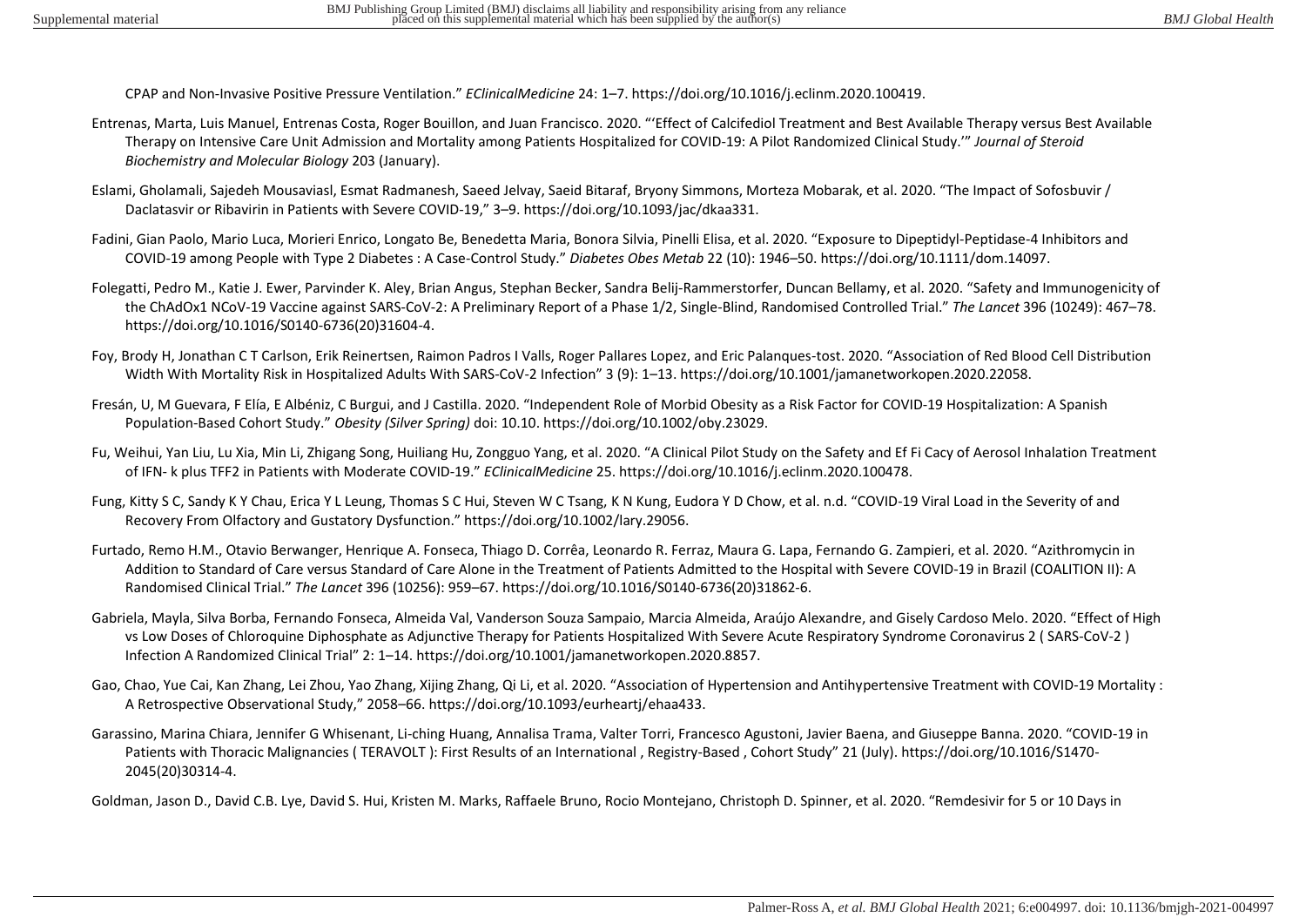CPAP and Non-Invasive Positive Pressure Ventilation." *EClinicalMedicine* 24: 1–7. https://doi.org/10.1016/j.eclinm.2020.100419.

Entrenas, Marta, Luis Manuel, Entrenas Costa, Roger Bouillon, and Juan Francisco. 2020. "'Effect of Calcifediol Treatment and Best Available Therapy versus Best Available Therapy on Intensive Care Unit Admission and Mortality among Patients Hospitalized for COVID-19: A Pilot Randomized Clinical Study.'" *Journal of Steroid Biochemistry and Molecular Biology* 203 (January).

Eslami, Gholamali, Sajedeh Mousaviasl, Esmat Radmanesh, Saeed Jelvay, Saeid Bitaraf, Bryony Simmons, Morteza Mobarak, et al. 2020. "The Impact of Sofosbuvir / Daclatasvir or Ribavirin in Patients with Severe COVID-19," 3–9. https://doi.org/10.1093/jac/dkaa331.

Fadini, Gian Paolo, Mario Luca, Morieri Enrico, Longato Be, Benedetta Maria, Bonora Silvia, Pinelli Elisa, et al. 2020. "Exposure to Dipeptidyl-Peptidase-4 Inhibitors and COVID-19 among People with Type 2 Diabetes : A Case-Control Study." *Diabetes Obes Metab* 22 (10): 1946–50. https://doi.org/10.1111/dom.14097.

Folegatti, Pedro M., Katie J. Ewer, Parvinder K. Aley, Brian Angus, Stephan Becker, Sandra Belij-Rammerstorfer, Duncan Bellamy, et al. 2020. "Safety and Immunogenicity of the ChAdOx1 NCoV-19 Vaccine against SARS-CoV-2: A Preliminary Report of a Phase 1/2, Single-Blind, Randomised Controlled Trial." *The Lancet* 396 (10249): 467–78. https://doi.org/10.1016/S0140-6736(20)31604-4.

Foy, Brody H, Jonathan C T Carlson, Erik Reinertsen, Raimon Padros I Valls, Roger Pallares Lopez, and Eric Palanques-tost. 2020. "Association of Red Blood Cell Distribution Width With Mortality Risk in Hospitalized Adults With SARS-CoV-2 Infection" 3 (9): 1–13. https://doi.org/10.1001/jamanetworkopen.2020.22058.

Fresán, U, M Guevara, F Elía, E Albéniz, C Burgui, and J Castilla. 2020. "Independent Role of Morbid Obesity as a Risk Factor for COVID-19 Hospitalization: A Spanish Population-Based Cohort Study." *Obesity (Silver Spring)* doi: 10.10. https://doi.org/10.1002/oby.23029.

Fu, Weihui, Yan Liu, Lu Xia, Min Li, Zhigang Song, Huiliang Hu, Zongguo Yang, et al. 2020. "A Clinical Pilot Study on the Safety and Ef Fi Cacy of Aerosol Inhalation Treatment of IFN- k plus TFF2 in Patients with Moderate COVID-19." *EClinicalMedicine* 25. https://doi.org/10.1016/j.eclinm.2020.100478.

Fung, Kitty S C, Sandy K Y Chau, Erica Y L Leung, Thomas S C Hui, Steven W C Tsang, K N Kung, Eudora Y D Chow, et al. n.d. "COVID-19 Viral Load in the Severity of and Recovery From Olfactory and Gustatory Dysfunction." https://doi.org/10.1002/lary.29056.

Furtado, Remo H.M., Otavio Berwanger, Henrique A. Fonseca, Thiago D. Corrêa, Leonardo R. Ferraz, Maura G. Lapa, Fernando G. Zampieri, et al. 2020. "Azithromycin in Addition to Standard of Care versus Standard of Care Alone in the Treatment of Patients Admitted to the Hospital with Severe COVID-19 in Brazil (COALITION II): A Randomised Clinical Trial." *The Lancet* 396 (10256): 959–67. https://doi.org/10.1016/S0140-6736(20)31862-6.

Gabriela, Mayla, Silva Borba, Fernando Fonseca, Almeida Val, Vanderson Souza Sampaio, Marcia Almeida, Araújo Alexandre, and Gisely Cardoso Melo. 2020. "Effect of High vs Low Doses of Chloroquine Diphosphate as Adjunctive Therapy for Patients Hospitalized With Severe Acute Respiratory Syndrome Coronavirus 2 ( SARS-CoV-2 ) Infection A Randomized Clinical Trial" 2: 1–14. https://doi.org/10.1001/jamanetworkopen.2020.8857.

Gao, Chao, Yue Cai, Kan Zhang, Lei Zhou, Yao Zhang, Xijing Zhang, Qi Li, et al. 2020. "Association of Hypertension and Antihypertensive Treatment with COVID-19 Mortality : A Retrospective Observational Study," 2058–66. https://doi.org/10.1093/eurheartj/ehaa433.

Garassino, Marina Chiara, Jennifer G Whisenant, Li-ching Huang, Annalisa Trama, Valter Torri, Francesco Agustoni, Javier Baena, and Giuseppe Banna. 2020. "COVID-19 in Patients with Thoracic Malignancies ( TERAVOLT ): First Results of an International , Registry-Based , Cohort Study" 21 (July). https://doi.org/10.1016/S1470-2045(20)30314-4.

Goldman, Jason D., David C.B. Lye, David S. Hui, Kristen M. Marks, Raffaele Bruno, Rocio Montejano, Christoph D. Spinner, et al. 2020. "Remdesivir for 5 or 10 Days in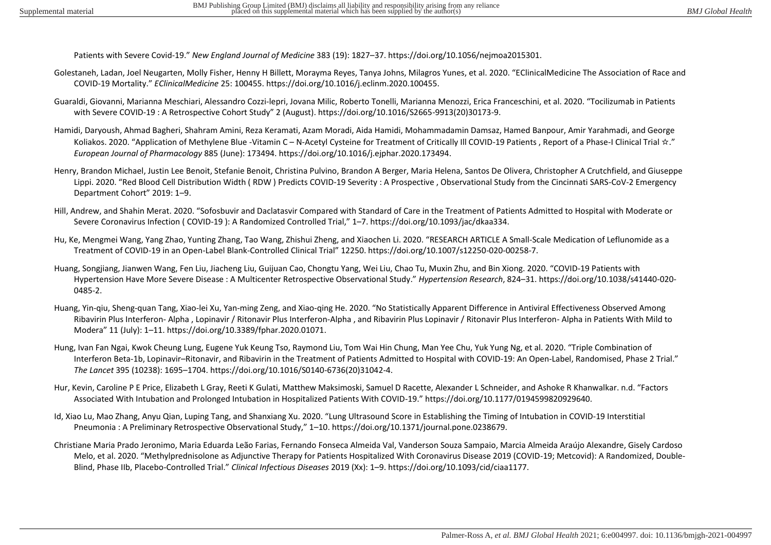Patients with Severe Covid-19." *New England Journal of Medicine* 383 (19): 1827–37. https://doi.org/10.1056/nejmoa2015301.

Golestaneh, Ladan, Joel Neugarten, Molly Fisher, Henny H Billett, Morayma Reyes, Tanya Johns, Milagros Yunes, et al. 2020. "EClinicalMedicine The Association of Race and COVID-19 Mortality." *EClinicalMedicine* 25: 100455. https://doi.org/10.1016/j.eclinm.2020.100455.

Guaraldi, Giovanni, Marianna Meschiari, Alessandro Cozzi-lepri, Jovana Milic, Roberto Tonelli, Marianna Menozzi, Erica Franceschini, et al. 2020. "Tocilizumab in Patients with Severe COVID-19 : A Retrospective Cohort Study" 2 (August). https://doi.org/10.1016/S2665-9913(20)30173-9.

Hamidi, Daryoush, Ahmad Bagheri, Shahram Amini, Reza Keramati, Azam Moradi, Aida Hamidi, Mohammadamin Damsaz, Hamed Banpour, Amir Yarahmadi, and George Koliakos. 2020. "Application of Methylene Blue -Vitamin C – N-Acetyl Cysteine for Treatment of Critically Ill COVID-19 Patients , Report of a Phase-I Clinical Trial ☆." *European Journal of Pharmacology* 885 (June): 173494. https://doi.org/10.1016/j.ejphar.2020.173494.

Henry, Brandon Michael, Justin Lee Benoit, Stefanie Benoit, Christina Pulvino, Brandon A Berger, Maria Helena, Santos De Olivera, Christopher A Crutchfield, and Giuseppe Lippi. 2020. "Red Blood Cell Distribution Width ( RDW ) Predicts COVID-19 Severity : A Prospective , Observational Study from the Cincinnati SARS-CoV-2 Emergency Department Cohort" 2019: 1–9.

Hill, Andrew, and Shahin Merat. 2020. "Sofosbuvir and Daclatasvir Compared with Standard of Care in the Treatment of Patients Admitted to Hospital with Moderate or Severe Coronavirus Infection ( COVID-19 ): A Randomized Controlled Trial," 1–7. https://doi.org/10.1093/jac/dkaa334.

Hu, Ke, Mengmei Wang, Yang Zhao, Yunting Zhang, Tao Wang, Zhishui Zheng, and Xiaochen Li. 2020. "RESEARCH ARTICLE A Small-Scale Medication of Leflunomide as a Treatment of COVID-19 in an Open-Label Blank-Controlled Clinical Trial" 12250. https://doi.org/10.1007/s12250-020-00258-7.

Huang, Songjiang, Jianwen Wang, Fen Liu, Jiacheng Liu, Guijuan Cao, Chongtu Yang, Wei Liu, Chao Tu, Muxin Zhu, and Bin Xiong. 2020. "COVID-19 Patients with Hypertension Have More Severe Disease : A Multicenter Retrospective Observational Study." *Hypertension Research*, 824–31. https://doi.org/10.1038/s41440-020-0485-2.

Huang, Yin-qiu, Sheng-quan Tang, Xiao-lei Xu, Yan-ming Zeng, and Xiao-qing He. 2020. "No Statistically Apparent Difference in Antiviral Effectiveness Observed Among Ribavirin Plus Interferon- Alpha , Lopinavir / Ritonavir Plus Interferon-Alpha , and Ribavirin Plus Lopinavir / Ritonavir Plus Interferon- Alpha in Patients With Mild to Modera" 11 (July): 1–11. https://doi.org/10.3389/fphar.2020.01071.

Hung, Ivan Fan Ngai, Kwok Cheung Lung, Eugene Yuk Keung Tso, Raymond Liu, Tom Wai Hin Chung, Man Yee Chu, Yuk Yung Ng, et al. 2020. "Triple Combination of Interferon Beta-1b, Lopinavir–Ritonavir, and Ribavirin in the Treatment of Patients Admitted to Hospital with COVID-19: An Open-Label, Randomised, Phase 2 Trial." *The Lancet* 395 (10238): 1695–1704. https://doi.org/10.1016/S0140-6736(20)31042-4.

Hur, Kevin, Caroline P E Price, Elizabeth L Gray, Reeti K Gulati, Matthew Maksimoski, Samuel D Racette, Alexander L Schneider, and Ashoke R Khanwalkar. n.d. "Factors Associated With Intubation and Prolonged Intubation in Hospitalized Patients With COVID-19." https://doi.org/10.1177/0194599820929640.

Id, Xiao Lu, Mao Zhang, Anyu Qian, Luping Tang, and Shanxiang Xu. 2020. "Lung Ultrasound Score in Establishing the Timing of Intubation in COVID-19 Interstitial Pneumonia : A Preliminary Retrospective Observational Study," 1–10. https://doi.org/10.1371/journal.pone.0238679.

Christiane Maria Prado Jeronimo, Maria Eduarda Leão Farias, Fernando Fonseca Almeida Val, Vanderson Souza Sampaio, Marcia Almeida Araújo Alexandre, Gisely Cardoso Melo, et al. 2020. "Methylprednisolone as Adjunctive Therapy for Patients Hospitalized With Coronavirus Disease 2019 (COVID-19; Metcovid): A Randomized, Double-Blind, Phase IIb, Placebo-Controlled Trial." *Clinical Infectious Diseases* 2019 (Xx): 1–9. https://doi.org/10.1093/cid/ciaa1177.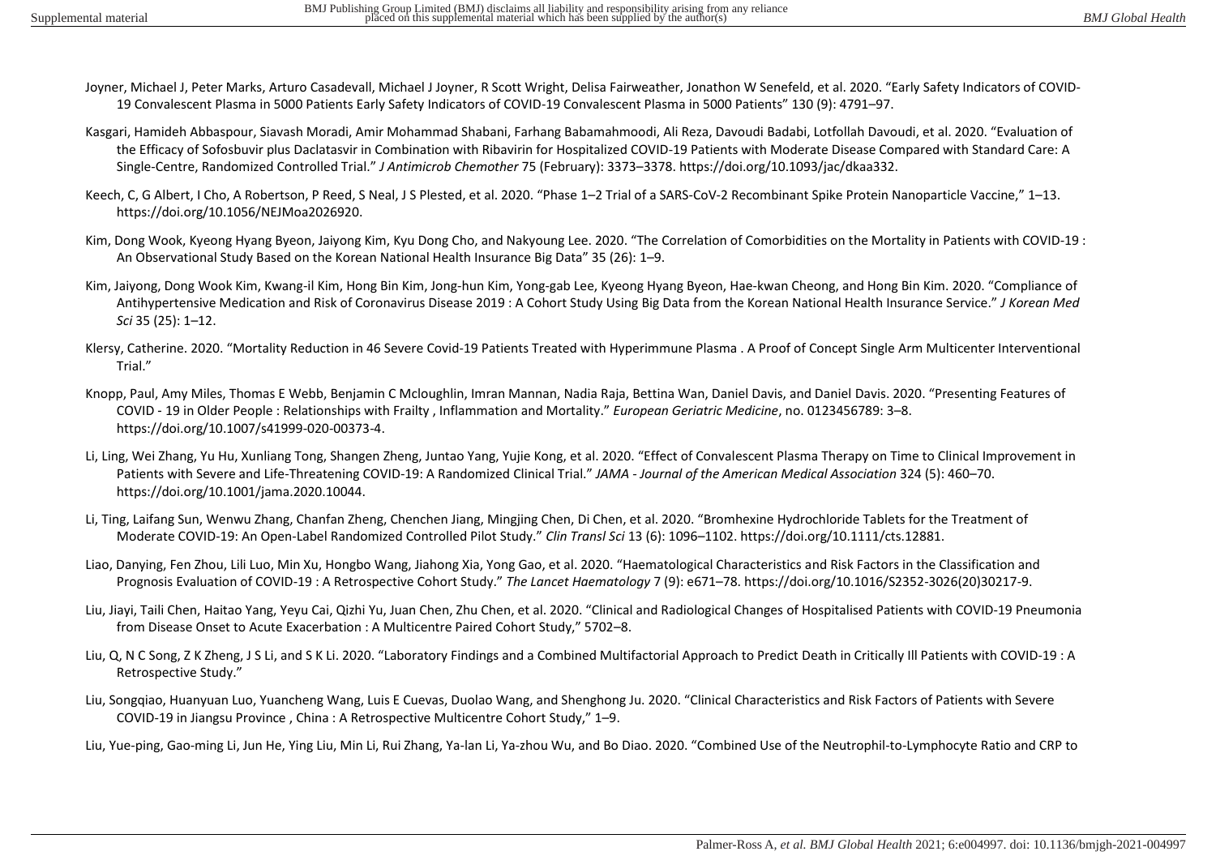Joyner, Michael J, Peter Marks, Arturo Casadevall, Michael J Joyner, R Scott Wright, Delisa Fairweather, Jonathon W Senefeld, et al. 2020. "Early Safety Indicators of COVID-19 Convalescent Plasma in 5000 Patients Early Safety Indicators of COVID-19 Convalescent Plasma in 5000 Patients" 130 (9): 4791–97.

Kasgari, Hamideh Abbaspour, Siavash Moradi, Amir Mohammad Shabani, Farhang Babamahmoodi, Ali Reza, Davoudi Badabi, Lotfollah Davoudi, et al. 2020. "Evaluation of the Efficacy of Sofosbuvir plus Daclatasvir in Combination with Ribavirin for Hospitalized COVID-19 Patients with Moderate Disease Compared with Standard Care: A Single-Centre, Randomized Controlled Trial." *J Antimicrob Chemother* 75 (February): 3373–3378. https://doi.org/10.1093/jac/dkaa332.

Keech, C, G Albert, I Cho, A Robertson, P Reed, S Neal, J S Plested, et al. 2020. "Phase 1–2 Trial of a SARS-CoV-2 Recombinant Spike Protein Nanoparticle Vaccine," 1–13. https://doi.org/10.1056/NEJMoa2026920.

Kim, Dong Wook, Kyeong Hyang Byeon, Jaiyong Kim, Kyu Dong Cho, and Nakyoung Lee. 2020. "The Correlation of Comorbidities on the Mortality in Patients with COVID-19 : An Observational Study Based on the Korean National Health Insurance Big Data" 35 (26): 1–9.

Kim, Jaiyong, Dong Wook Kim, Kwang-il Kim, Hong Bin Kim, Jong-hun Kim, Yong-gab Lee, Kyeong Hyang Byeon, Hae-kwan Cheong, and Hong Bin Kim. 2020. "Compliance of Antihypertensive Medication and Risk of Coronavirus Disease 2019 : A Cohort Study Using Big Data from the Korean National Health Insurance Service." *J Korean Med Sci* 35 (25): 1–12.

Klersy, Catherine. 2020. "Mortality Reduction in 46 Severe Covid-19 Patients Treated with Hyperimmune Plasma . A Proof of Concept Single Arm Multicenter Interventional Trial."

Knopp, Paul, Amy Miles, Thomas E Webb, Benjamin C Mcloughlin, Imran Mannan, Nadia Raja, Bettina Wan, Daniel Davis, and Daniel Davis. 2020. "Presenting Features of COVID - 19 in Older People : Relationships with Frailty , Inflammation and Mortality." *European Geriatric Medicine*, no. 0123456789: 3–8. https://doi.org/10.1007/s41999-020-00373-4.

Li, Ling, Wei Zhang, Yu Hu, Xunliang Tong, Shangen Zheng, Juntao Yang, Yujie Kong, et al. 2020. "Effect of Convalescent Plasma Therapy on Time to Clinical Improvement in Patients with Severe and Life-Threatening COVID-19: A Randomized Clinical Trial." *JAMA - Journal of the American Medical Association* 324 (5): 460–70. https://doi.org/10.1001/jama.2020.10044.

Li, Ting, Laifang Sun, Wenwu Zhang, Chanfan Zheng, Chenchen Jiang, Mingjing Chen, Di Chen, et al. 2020. "Bromhexine Hydrochloride Tablets for the Treatment of Moderate COVID-19: An Open-Label Randomized Controlled Pilot Study." *Clin Transl Sci* 13 (6): 1096–1102. https://doi.org/10.1111/cts.12881.

Liao, Danying, Fen Zhou, Lili Luo, Min Xu, Hongbo Wang, Jiahong Xia, Yong Gao, et al. 2020. "Haematological Characteristics and Risk Factors in the Classification and Prognosis Evaluation of COVID-19 : A Retrospective Cohort Study." *The Lancet Haematology* 7 (9): e671–78. https://doi.org/10.1016/S2352-3026(20)30217-9.

Liu, Jiayi, Taili Chen, Haitao Yang, Yeyu Cai, Qizhi Yu, Juan Chen, Zhu Chen, et al. 2020. "Clinical and Radiological Changes of Hospitalised Patients with COVID-19 Pneumonia from Disease Onset to Acute Exacerbation : A Multicentre Paired Cohort Study," 5702–8.

Liu, Q, N C Song, Z K Zheng, J S Li, and S K Li. 2020. "Laboratory Findings and a Combined Multifactorial Approach to Predict Death in Critically Ill Patients with COVID-19 : A Retrospective Study."

Liu, Songqiao, Huanyuan Luo, Yuancheng Wang, Luis E Cuevas, Duolao Wang, and Shenghong Ju. 2020. "Clinical Characteristics and Risk Factors of Patients with Severe COVID-19 in Jiangsu Province , China : A Retrospective Multicentre Cohort Study," 1–9.

Liu, Yue-ping, Gao-ming Li, Jun He, Ying Liu, Min Li, Rui Zhang, Ya-lan Li, Ya-zhou Wu, and Bo Diao. 2020. "Combined Use of the Neutrophil-to-Lymphocyte Ratio and CRP to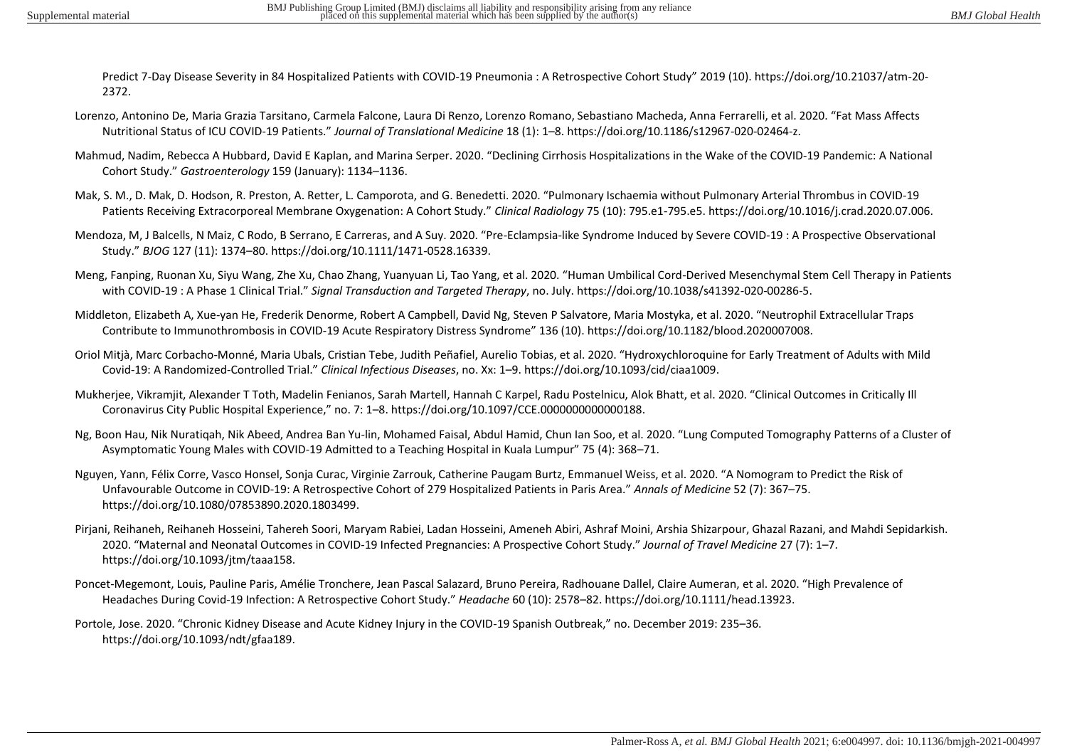Predict 7-Day Disease Severity in 84 Hospitalized Patients with COVID-19 Pneumonia : A Retrospective Cohort Study" 2019 (10). https://doi.org/10.21037/atm-20-2372.

Lorenzo, Antonino De, Maria Grazia Tarsitano, Carmela Falcone, Laura Di Renzo, Lorenzo Romano, Sebastiano Macheda, Anna Ferrarelli, et al. 2020. "Fat Mass Affects Nutritional Status of ICU COVID-19 Patients." *Journal of Translational Medicine* 18 (1): 1–8. https://doi.org/10.1186/s12967-020-02464-z.

Mahmud, Nadim, Rebecca A Hubbard, David E Kaplan, and Marina Serper. 2020. "Declining Cirrhosis Hospitalizations in the Wake of the COVID-19 Pandemic: A National Cohort Study." *Gastroenterology* 159 (January): 1134–1136.

Mak, S. M., D. Mak, D. Hodson, R. Preston, A. Retter, L. Camporota, and G. Benedetti. 2020. "Pulmonary Ischaemia without Pulmonary Arterial Thrombus in COVID-19 Patients Receiving Extracorporeal Membrane Oxygenation: A Cohort Study." *Clinical Radiology* 75 (10): 795.e1-795.e5. https://doi.org/10.1016/j.crad.2020.07.006.

Mendoza, M, J Balcells, N Maiz, C Rodo, B Serrano, E Carreras, and A Suy. 2020. "Pre-Eclampsia-like Syndrome Induced by Severe COVID-19 : A Prospective Observational Study." *BJOG* 127 (11): 1374–80. https://doi.org/10.1111/1471-0528.16339.

Meng, Fanping, Ruonan Xu, Siyu Wang, Zhe Xu, Chao Zhang, Yuanyuan Li, Tao Yang, et al. 2020. "Human Umbilical Cord-Derived Mesenchymal Stem Cell Therapy in Patients with COVID-19 : A Phase 1 Clinical Trial." *Signal Transduction and Targeted Therapy*, no. July. https://doi.org/10.1038/s41392-020-00286-5.

Middleton, Elizabeth A, Xue-yan He, Frederik Denorme, Robert A Campbell, David Ng, Steven P Salvatore, Maria Mostyka, et al. 2020. "Neutrophil Extracellular Traps Contribute to Immunothrombosis in COVID-19 Acute Respiratory Distress Syndrome" 136 (10). https://doi.org/10.1182/blood.2020007008.

Oriol Mitjà, Marc Corbacho-Monné, Maria Ubals, Cristian Tebe, Judith Peñafiel, Aurelio Tobias, et al. 2020. "Hydroxychloroquine for Early Treatment of Adults with Mild Covid-19: A Randomized-Controlled Trial." *Clinical Infectious Diseases*, no. Xx: 1–9. https://doi.org/10.1093/cid/ciaa1009.

Mukherjee, Vikramjit, Alexander T Toth, Madelin Fenianos, Sarah Martell, Hannah C Karpel, Radu Postelnicu, Alok Bhatt, et al. 2020. "Clinical Outcomes in Critically Ill Coronavirus City Public Hospital Experience," no. 7: 1–8. https://doi.org/10.1097/CCE.0000000000000188.

Ng, Boon Hau, Nik Nuratiqah, Nik Abeed, Andrea Ban Yu-lin, Mohamed Faisal, Abdul Hamid, Chun Ian Soo, et al. 2020. "Lung Computed Tomography Patterns of a Cluster of Asymptomatic Young Males with COVID-19 Admitted to a Teaching Hospital in Kuala Lumpur" 75 (4): 368–71.

Nguyen, Yann, Félix Corre, Vasco Honsel, Sonja Curac, Virginie Zarrouk, Catherine Paugam Burtz, Emmanuel Weiss, et al. 2020. "A Nomogram to Predict the Risk of Unfavourable Outcome in COVID-19: A Retrospective Cohort of 279 Hospitalized Patients in Paris Area." *Annals of Medicine* 52 (7): 367–75. https://doi.org/10.1080/07853890.2020.1803499.

Pirjani, Reihaneh, Reihaneh Hosseini, Tahereh Soori, Maryam Rabiei, Ladan Hosseini, Ameneh Abiri, Ashraf Moini, Arshia Shizarpour, Ghazal Razani, and Mahdi Sepidarkish. 2020. "Maternal and Neonatal Outcomes in COVID-19 Infected Pregnancies: A Prospective Cohort Study." *Journal of Travel Medicine* 27 (7): 1–7. https://doi.org/10.1093/jtm/taaa158.

Poncet-Megemont, Louis, Pauline Paris, Amélie Tronchere, Jean Pascal Salazard, Bruno Pereira, Radhouane Dallel, Claire Aumeran, et al. 2020. "High Prevalence of Headaches During Covid-19 Infection: A Retrospective Cohort Study." *Headache* 60 (10): 2578–82. https://doi.org/10.1111/head.13923.

Portole, Jose. 2020. "Chronic Kidney Disease and Acute Kidney Injury in the COVID-19 Spanish Outbreak," no. December 2019: 235–36. https://doi.org/10.1093/ndt/gfaa189.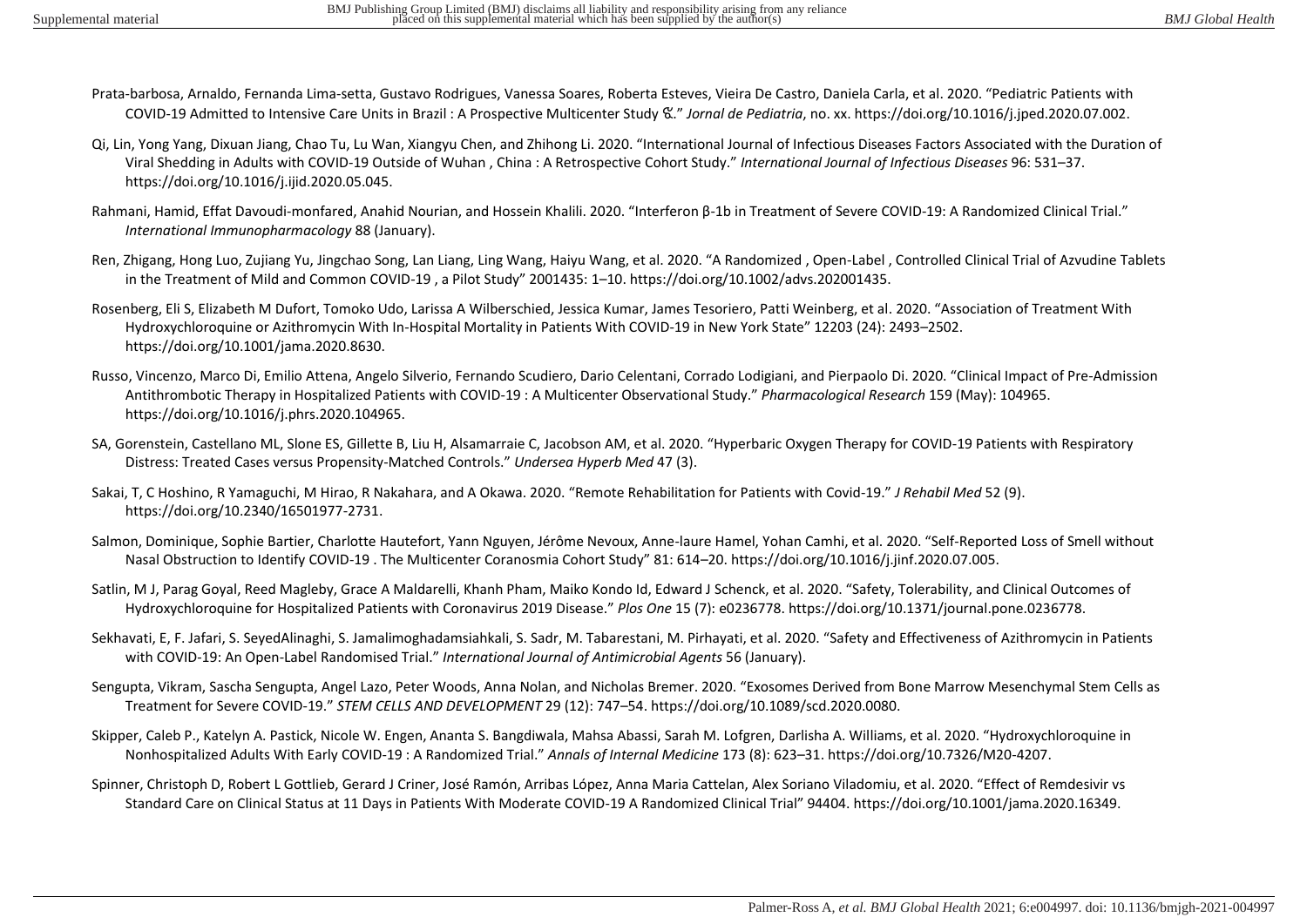Prata-barbosa, Arnaldo, Fernanda Lima-setta, Gustavo Rodrigues, Vanessa Soares, Roberta Esteves, Vieira De Castro, Daniela Carla, et al. 2020. “Pediatric Patients with COVID-19 Admitted to Intensive Care Units in Brazil : A Prospective Multicenter Study ☆.” *Jornal de Pediatria*, no. xx. https://doi.org/10.1016/j.jped.2020.07.002.

Qi, Lin, Yong Yang, Dixuan Jiang, Chao Tu, Lu Wan, Xiangyu Chen, and Zhihong Li. 2020. “International Journal of Infectious Diseases Factors Associated with the Duration of Viral Shedding in Adults with COVID-19 Outside of Wuhan , China : A Retrospective Cohort Study.” *International Journal of Infectious Diseases* 96: 531–37. https://doi.org/10.1016/j.ijid.2020.05.045.

Rahmani, Hamid, Effat Davoudi-monfared, Anahid Nourian, and Hossein Khalili. 2020. “Interferon β-1b in Treatment of Severe COVID-19: A Randomized Clinical Trial.” *International Immunopharmacology* 88 (January).

Ren, Zhigang, Hong Luo, Zujiang Yu, Jingchao Song, Lan Liang, Ling Wang, Haiyu Wang, et al. 2020. “A Randomized , Open-Label , Controlled Clinical Trial of Azvudine Tablets in the Treatment of Mild and Common COVID-19 , a Pilot Study” 2001435: 1–10. https://doi.org/10.1002/advs.202001435.

Rosenberg, Eli S, Elizabeth M Dufort, Tomoko Udo, Larissa A Wilberschied, Jessica Kumar, James Tesoriero, Patti Weinberg, et al. 2020. “Association of Treatment With Hydroxychloroquine or Azithromycin With In-Hospital Mortality in Patients With COVID-19 in New York State” 12203 (24): 2493–2502. https://doi.org/10.1001/jama.2020.8630.

Russo, Vincenzo, Marco Di, Emilio Attena, Angelo Silverio, Fernando Scudiero, Dario Celentani, Corrado Lodigiani, and Pierpaolo Di. 2020. “Clinical Impact of Pre-Admission Antithrombotic Therapy in Hospitalized Patients with COVID-19 : A Multicenter Observational Study.” *Pharmacological Research* 159 (May): 104965. https://doi.org/10.1016/j.phrs.2020.104965.

SA, Gorenstein, Castellano ML, Slone ES, Gillette B, Liu H, Alsamarraie C, Jacobson AM, et al. 2020. “Hyperbaric Oxygen Therapy for COVID-19 Patients with Respiratory Distress: Treated Cases versus Propensity-Matched Controls.” *Undersea Hyperb Med* 47 (3).

Sakai, T, C Hoshino, R Yamaguchi, M Hirao, R Nakahara, and A Okawa. 2020. “Remote Rehabilitation for Patients with Covid-19.” *J Rehabil Med* 52 (9). https://doi.org/10.2340/16501977-2731.

Salmon, Dominique, Sophie Bartier, Charlotte Hautefort, Yann Nguyen, Jérôme Nevoux, Anne-laure Hamel, Yohan Camhi, et al. 2020. “Self-Reported Loss of Smell without Nasal Obstruction to Identify COVID-19 . The Multicenter Coranosmia Cohort Study” 81: 614–20. https://doi.org/10.1016/j.jinf.2020.07.005.

Satlin, M J, Parag Goyal, Reed Magleby, Grace A Maldarelli, Khanh Pham, Maiko Kondo Id, Edward J Schenck, et al. 2020. “Safety, Tolerability, and Clinical Outcomes of Hydroxychloroquine for Hospitalized Patients with Coronavirus 2019 Disease.” *Plos One* 15 (7): e0236778. https://doi.org/10.1371/journal.pone.0236778.

Sekhavati, E, F. Jafari, S. SeyedAlinaghi, S. Jamalimoghadamsiahkali, S. Sadr, M. Tabarestani, M. Pirhayati, et al. 2020. “Safety and Effectiveness of Azithromycin in Patients with COVID-19: An Open-Label Randomised Trial.” *International Journal of Antimicrobial Agents* 56 (January).

Sengupta, Vikram, Sascha Sengupta, Angel Lazo, Peter Woods, Anna Nolan, and Nicholas Bremer. 2020. “Exosomes Derived from Bone Marrow Mesenchymal Stem Cells as Treatment for Severe COVID-19.” *STEM CELLS AND DEVELOPMENT* 29 (12): 747–54. https://doi.org/10.1089/scd.2020.0080.

Skipper, Caleb P., Katelyn A. Pastick, Nicole W. Engen, Ananta S. Bangdiwala, Mahsa Abassi, Sarah M. Lofgren, Darlisha A. Williams, et al. 2020. “Hydroxychloroquine in Nonhospitalized Adults With Early COVID-19 : A Randomized Trial.” *Annals of Internal Medicine* 173 (8): 623–31. https://doi.org/10.7326/M20-4207.

Spinner, Christoph D, Robert L Gottlieb, Gerard J Criner, José Ramón, Arribas López, Anna Maria Cattelan, Alex Soriano Viladomiu, et al. 2020. “Effect of Remdesivir vs Standard Care on Clinical Status at 11 Days in Patients With Moderate COVID-19 A Randomized Clinical Trial” 94404. https://doi.org/10.1001/jama.2020.16349.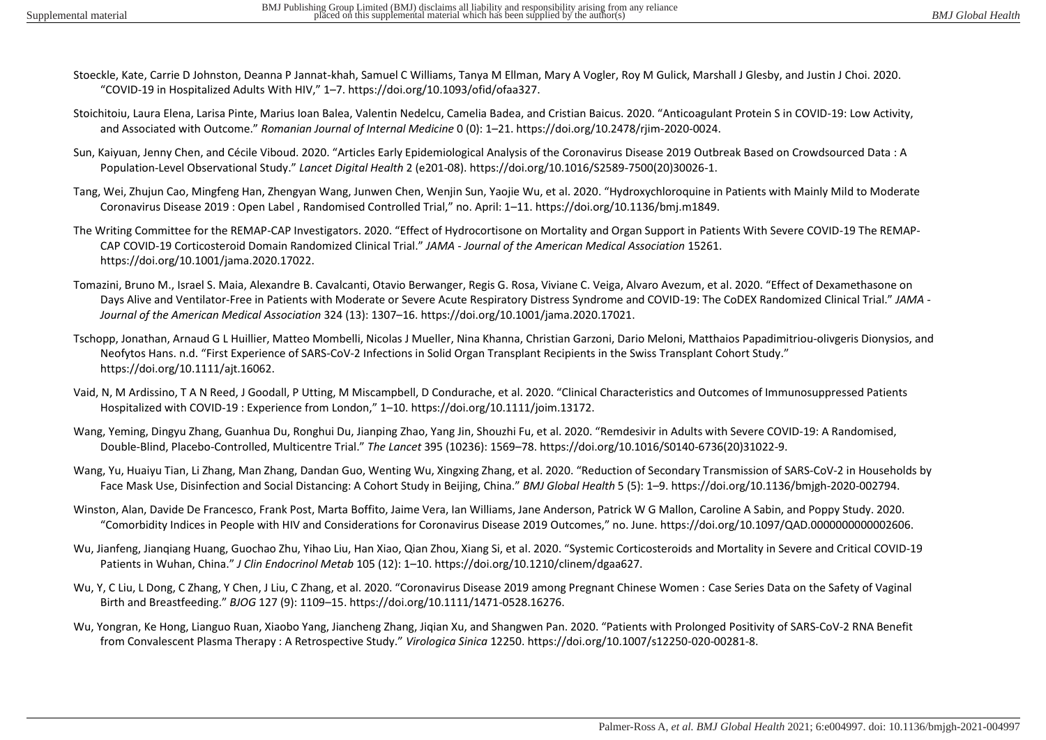Stoeckle, Kate, Carrie D Johnston, Deanna P Jannat-khah, Samuel C Williams, Tanya M Ellman, Mary A Vogler, Roy M Gulick, Marshall J Glesby, and Justin J Choi. 2020. "COVID-19 in Hospitalized Adults With HIV," 1–7. https://doi.org/10.1093/ofid/ofaa327.

Stoichitoiu, Laura Elena, Larisa Pinte, Marius Ioan Balea, Valentin Nedelcu, Camelia Badea, and Cristian Baicus. 2020. "Anticoagulant Protein S in COVID-19: Low Activity, and Associated with Outcome." *Romanian Journal of Internal Medicine* 0 (0): 1–21. https://doi.org/10.2478/rjim-2020-0024.

Sun, Kaiyuan, Jenny Chen, and Cécile Viboud. 2020. "Articles Early Epidemiological Analysis of the Coronavirus Disease 2019 Outbreak Based on Crowdsourced Data : A Population-Level Observational Study." *Lancet Digital Health* 2 (e201-08). https://doi.org/10.1016/S2589-7500(20)30026-1.

Tang, Wei, Zhujun Cao, Mingfeng Han, Zhengyan Wang, Junwen Chen, Wenjin Sun, Yaojie Wu, et al. 2020. "Hydroxychloroquine in Patients with Mainly Mild to Moderate Coronavirus Disease 2019 : Open Label , Randomised Controlled Trial," no. April: 1–11. https://doi.org/10.1136/bmj.m1849.

The Writing Committee for the REMAP-CAP Investigators. 2020. "Effect of Hydrocortisone on Mortality and Organ Support in Patients With Severe COVID-19 The REMAP-CAP COVID-19 Corticosteroid Domain Randomized Clinical Trial." *JAMA - Journal of the American Medical Association* 15261. https://doi.org/10.1001/jama.2020.17022.

Tomazini, Bruno M., Israel S. Maia, Alexandre B. Cavalcanti, Otavio Berwanger, Regis G. Rosa, Viviane C. Veiga, Alvaro Avezum, et al. 2020. "Effect of Dexamethasone on Days Alive and Ventilator-Free in Patients with Moderate or Severe Acute Respiratory Distress Syndrome and COVID-19: The CoDEX Randomized Clinical Trial." *JAMA - Journal of the American Medical Association* 324 (13): 1307–16. https://doi.org/10.1001/jama.2020.17021.

Tschopp, Jonathan, Arnaud G L Huillier, Matteo Mombelli, Nicolas J Mueller, Nina Khanna, Christian Garzoni, Dario Meloni, Matthaios Papadimitriou-olivgeris Dionysios, and Neofytos Hans. n.d. "First Experience of SARS-CoV-2 Infections in Solid Organ Transplant Recipients in the Swiss Transplant Cohort Study." https://doi.org/10.1111/ajt.16062.

Vaid, N, M Ardissino, T A N Reed, J Goodall, P Utting, M Miscampbell, D Condurache, et al. 2020. "Clinical Characteristics and Outcomes of Immunosuppressed Patients Hospitalized with COVID-19 : Experience from London," 1–10. https://doi.org/10.1111/joim.13172.

Wang, Yeming, Dingyu Zhang, Guanhua Du, Ronghui Du, Jianping Zhao, Yang Jin, Shouzhi Fu, et al. 2020. "Remdesivir in Adults with Severe COVID-19: A Randomised, Double-Blind, Placebo-Controlled, Multicentre Trial." *The Lancet* 395 (10236): 1569–78. https://doi.org/10.1016/S0140-6736(20)31022-9.

Wang, Yu, Huaiyu Tian, Li Zhang, Man Zhang, Dandan Guo, Wenting Wu, Xingxing Zhang, et al. 2020. "Reduction of Secondary Transmission of SARS-CoV-2 in Households by Face Mask Use, Disinfection and Social Distancing: A Cohort Study in Beijing, China." *BMJ Global Health* 5 (5): 1–9. https://doi.org/10.1136/bmjgh-2020-002794.

Winston, Alan, Davide De Francesco, Frank Post, Marta Boffito, Jaime Vera, Ian Williams, Jane Anderson, Patrick W G Mallon, Caroline A Sabin, and Poppy Study. 2020. "Comorbidity Indices in People with HIV and Considerations for Coronavirus Disease 2019 Outcomes," no. June. https://doi.org/10.1097/QAD.0000000000002606.

Wu, Jianfeng, Jianqiang Huang, Guochao Zhu, Yihao Liu, Han Xiao, Qian Zhou, Xiang Si, et al. 2020. "Systemic Corticosteroids and Mortality in Severe and Critical COVID-19 Patients in Wuhan, China." *J Clin Endocrinol Metab* 105 (12): 1–10. https://doi.org/10.1210/clinem/dgaa627.

Wu, Y, C Liu, L Dong, C Zhang, Y Chen, J Liu, C Zhang, et al. 2020. "Coronavirus Disease 2019 among Pregnant Chinese Women : Case Series Data on the Safety of Vaginal Birth and Breastfeeding." *BJOG* 127 (9): 1109–15. https://doi.org/10.1111/1471-0528.16276.

Wu, Yongran, Ke Hong, Lianguo Ruan, Xiaobo Yang, Jiancheng Zhang, Jiqian Xu, and Shangwen Pan. 2020. "Patients with Prolonged Positivity of SARS-CoV-2 RNA Benefit from Convalescent Plasma Therapy : A Retrospective Study." *Virologica Sinica* 12250. https://doi.org/10.1007/s12250-020-00281-8.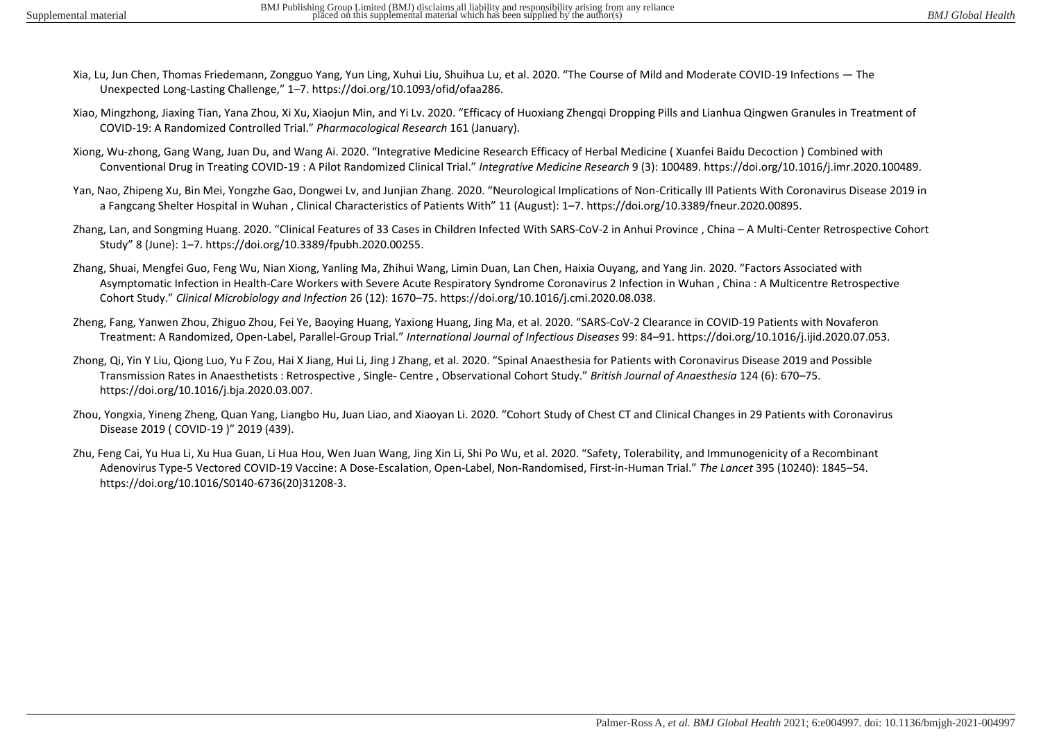Xia, Lu, Jun Chen, Thomas Friedemann, Zongguo Yang, Yun Ling, Xuhui Liu, Shuihua Lu, et al. 2020. "The Course of Mild and Moderate COVID-19 Infections — The Unexpected Long-Lasting Challenge," 1–7. https://doi.org/10.1093/ofid/ofaa286.

Xiao, Mingzhong, Jiaxing Tian, Yana Zhou, Xi Xu, Xiaojun Min, and Yi Lv. 2020. "Efficacy of Huoxiang Zhengqi Dropping Pills and Lianhua Qingwen Granules in Treatment of COVID-19: A Randomized Controlled Trial." *Pharmacological Research* 161 (January).

Xiong, Wu-zhong, Gang Wang, Juan Du, and Wang Ai. 2020. "Integrative Medicine Research Efficacy of Herbal Medicine ( Xuanfei Baidu Decoction ) Combined with Conventional Drug in Treating COVID-19 : A Pilot Randomized Clinical Trial." *Integrative Medicine Research* 9 (3): 100489. https://doi.org/10.1016/j.imr.2020.100489.

Yan, Nao, Zhipeng Xu, Bin Mei, Yongzhe Gao, Dongwei Lv, and Junjian Zhang. 2020. "Neurological Implications of Non-Critically Ill Patients With Coronavirus Disease 2019 in a Fangcang Shelter Hospital in Wuhan , Clinical Characteristics of Patients With" 11 (August): 1–7. https://doi.org/10.3389/fneur.2020.00895.

Zhang, Lan, and Songming Huang. 2020. "Clinical Features of 33 Cases in Children Infected With SARS-CoV-2 in Anhui Province , China – A Multi-Center Retrospective Cohort Study" 8 (June): 1–7. https://doi.org/10.3389/fpubh.2020.00255.

Zhang, Shuai, Mengfei Guo, Feng Wu, Nian Xiong, Yanling Ma, Zhihui Wang, Limin Duan, Lan Chen, Haixia Ouyang, and Yang Jin. 2020. "Factors Associated with Asymptomatic Infection in Health-Care Workers with Severe Acute Respiratory Syndrome Coronavirus 2 Infection in Wuhan , China : A Multicentre Retrospective Cohort Study." *Clinical Microbiology and Infection* 26 (12): 1670–75. https://doi.org/10.1016/j.cmi.2020.08.038.

Zheng, Fang, Yanwen Zhou, Zhiguo Zhou, Fei Ye, Baoying Huang, Yaxiong Huang, Jing Ma, et al. 2020. "SARS-CoV-2 Clearance in COVID-19 Patients with Novaferon Treatment: A Randomized, Open-Label, Parallel-Group Trial." *International Journal of Infectious Diseases* 99: 84–91. https://doi.org/10.1016/j.ijid.2020.07.053.

Zhong, Qi, Yin Y Liu, Qiong Luo, Yu F Zou, Hai X Jiang, Hui Li, Jing J Zhang, et al. 2020. "Spinal Anaesthesia for Patients with Coronavirus Disease 2019 and Possible Transmission Rates in Anaesthetists : Retrospective , Single- Centre , Observational Cohort Study." *British Journal of Anaesthesia* 124 (6): 670–75. https://doi.org/10.1016/j.bja.2020.03.007.

Zhou, Yongxia, Yineng Zheng, Quan Yang, Liangbo Hu, Juan Liao, and Xiaoyan Li. 2020. "Cohort Study of Chest CT and Clinical Changes in 29 Patients with Coronavirus Disease 2019 ( COVID-19 )" 2019 (439).

Zhu, Feng Cai, Yu Hua Li, Xu Hua Guan, Li Hua Hou, Wen Juan Wang, Jing Xin Li, Shi Po Wu, et al. 2020. "Safety, Tolerability, and Immunogenicity of a Recombinant Adenovirus Type-5 Vectored COVID-19 Vaccine: A Dose-Escalation, Open-Label, Non-Randomised, First-in-Human Trial." *The Lancet* 395 (10240): 1845–54. https://doi.org/10.1016/S0140-6736(20)31208-3.